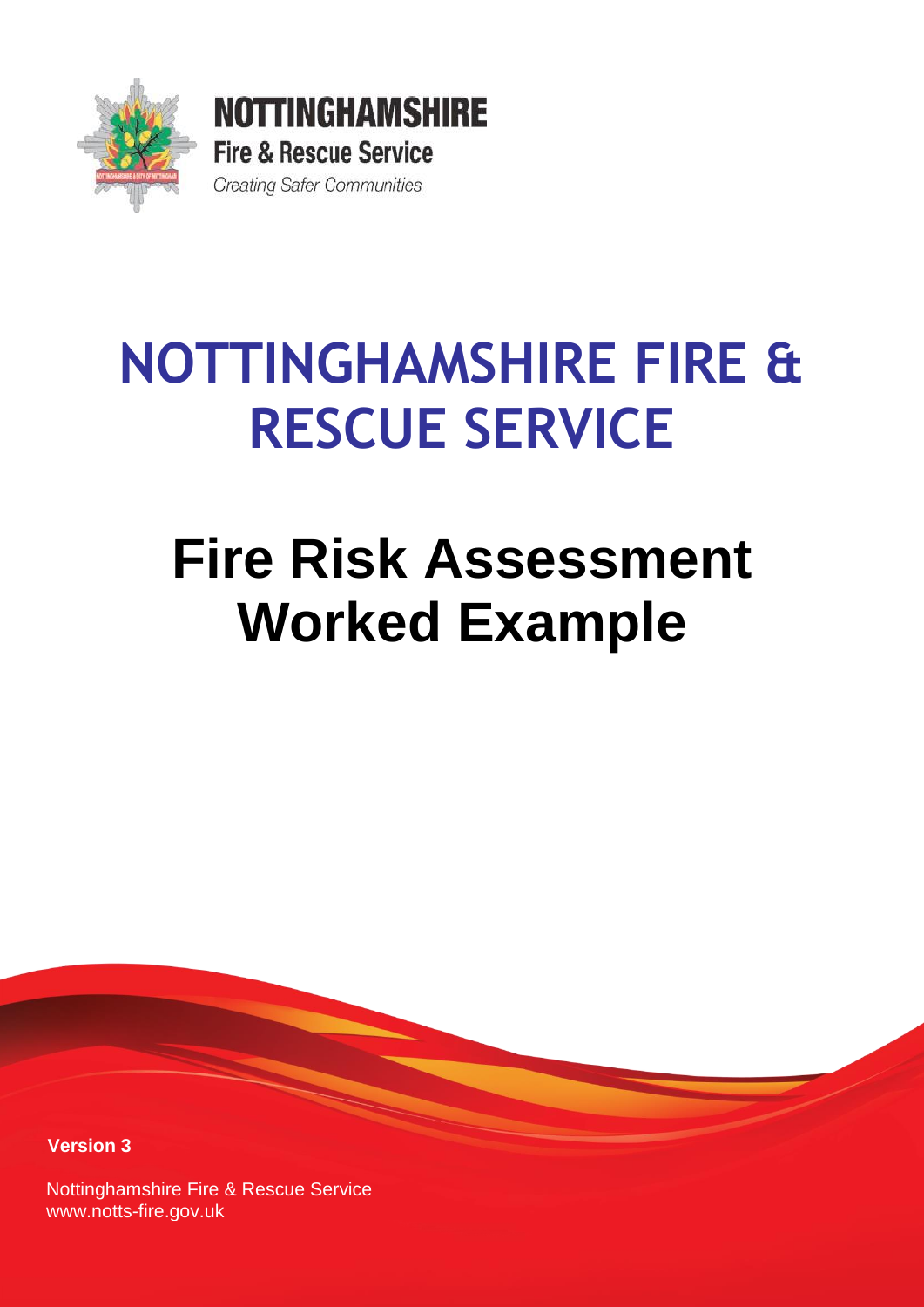NOTTINGHAMSHIRE

Fire & Rescue Service

*Creating Safer Communities*

# NOTTINGHAMSHIRE FIRE & RESCUE SERVICE

# Fire Risk Assessment Worked Example

**Version 3**

Nottinghamshire Fire & Rescue Service
www.notts-fire.gov.uk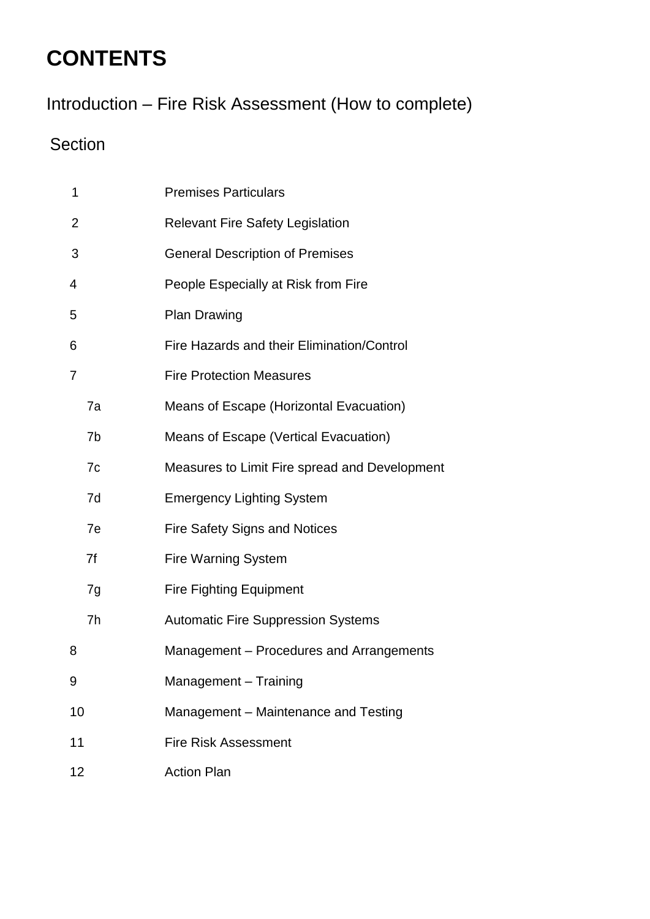# CONTENTS

Introduction – Fire Risk Assessment (How to complete)

| Section | |
|---|---|
| 1 | Premises Particulars |
| 2 | Relevant Fire Safety Legislation |
| 3 | General Description of Premises |
| 4 | People Especially at Risk from Fire |
| 5 | Plan Drawing |
| 6 | Fire Hazards and their Elimination/Control |
| 7 | Fire Protection Measures |
| 7a | Means of Escape (Horizontal Evacuation) |
| 7b | Means of Escape (Vertical Evacuation) |
| 7c | Measures to Limit Fire spread and Development |
| 7d | Emergency Lighting System |
| 7e | Fire Safety Signs and Notices |
| 7f | Fire Warning System |
| 7g | Fire Fighting Equipment |
| 7h | Automatic Fire Suppression Systems |
| 8 | Management – Procedures and Arrangements |
| 9 | Management – Training |
| 10 | Management – Maintenance and Testing |
| 11 | Fire Risk Assessment |
| 12 | Action Plan |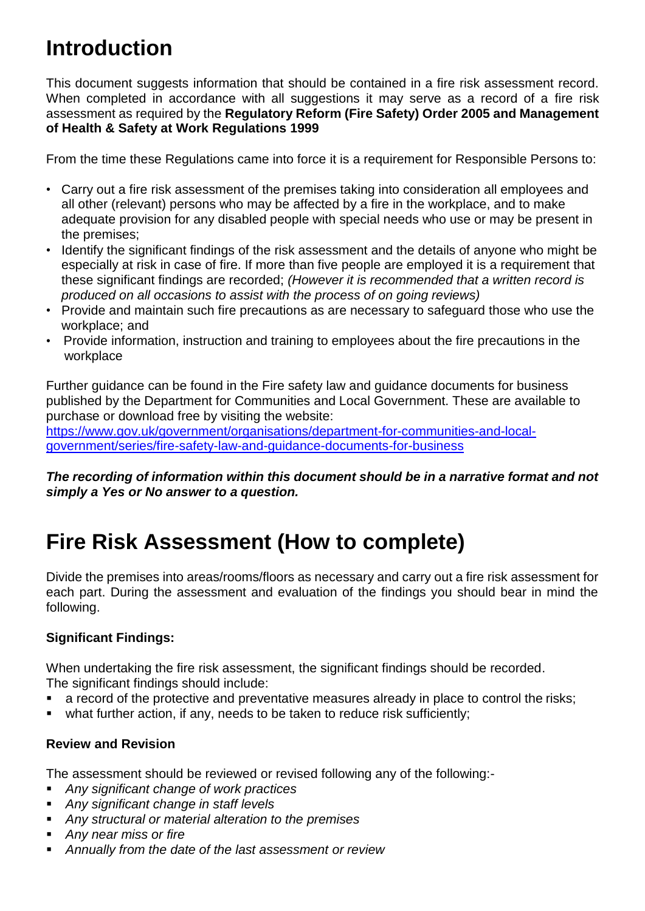# Introduction

This document suggests information that should be contained in a fire risk assessment record. When completed in accordance with all suggestions it may serve as a record of a fire risk assessment as required by the **Regulatory Reform (Fire Safety) Order 2005 and Management of Health & Safety at Work Regulations 1999**

From the time these Regulations came into force it is a requirement for Responsible Persons to:

- Carry out a fire risk assessment of the premises taking into consideration all employees and all other (relevant) persons who may be affected by a fire in the workplace, and to make adequate provision for any disabled people with special needs who use or may be present in the premises;
- Identify the significant findings of the risk assessment and the details of anyone who might be especially at risk in case of fire. If more than five people are employed it is a requirement that these significant findings are recorded; *(However it is recommended that a written record is produced on all occasions to assist with the process of on going reviews)*
- Provide and maintain such fire precautions as are necessary to safeguard those who use the workplace; and
- Provide information, instruction and training to employees about the fire precautions in the workplace

Further guidance can be found in the Fire safety law and guidance documents for business published by the Department for Communities and Local Government. These are available to purchase or download free by visiting the website:
[https://www.gov.uk/government/organisations/department-for-communities-and-local-government/series/fire-safety-law-and-guidance-documents-for-business](https://www.gov.uk/government/organisations/department-for-communities-and-local-government/series/fire-safety-law-and-guidance-documents-for-business)

***The recording of information within this document should be in a narrative format and not simply a Yes or No answer to a question.***

# Fire Risk Assessment (How to complete)

Divide the premises into areas/rooms/floors as necessary and carry out a fire risk assessment for each part. During the assessment and evaluation of the findings you should bear in mind the following.

### Significant Findings:

When undertaking the fire risk assessment, the significant findings should be recorded.
The significant findings should include:

- a record of the protective and preventative measures already in place to control the risks;
- what further action, if any, needs to be taken to reduce risk sufficiently;

### Review and Revision

The assessment should be reviewed or revised following any of the following:-

- *Any significant change of work practices*
- *Any significant change in staff levels*
- *Any structural or material alteration to the premises*
- *Any near miss or fire*
- *Annually from the date of the last assessment or review*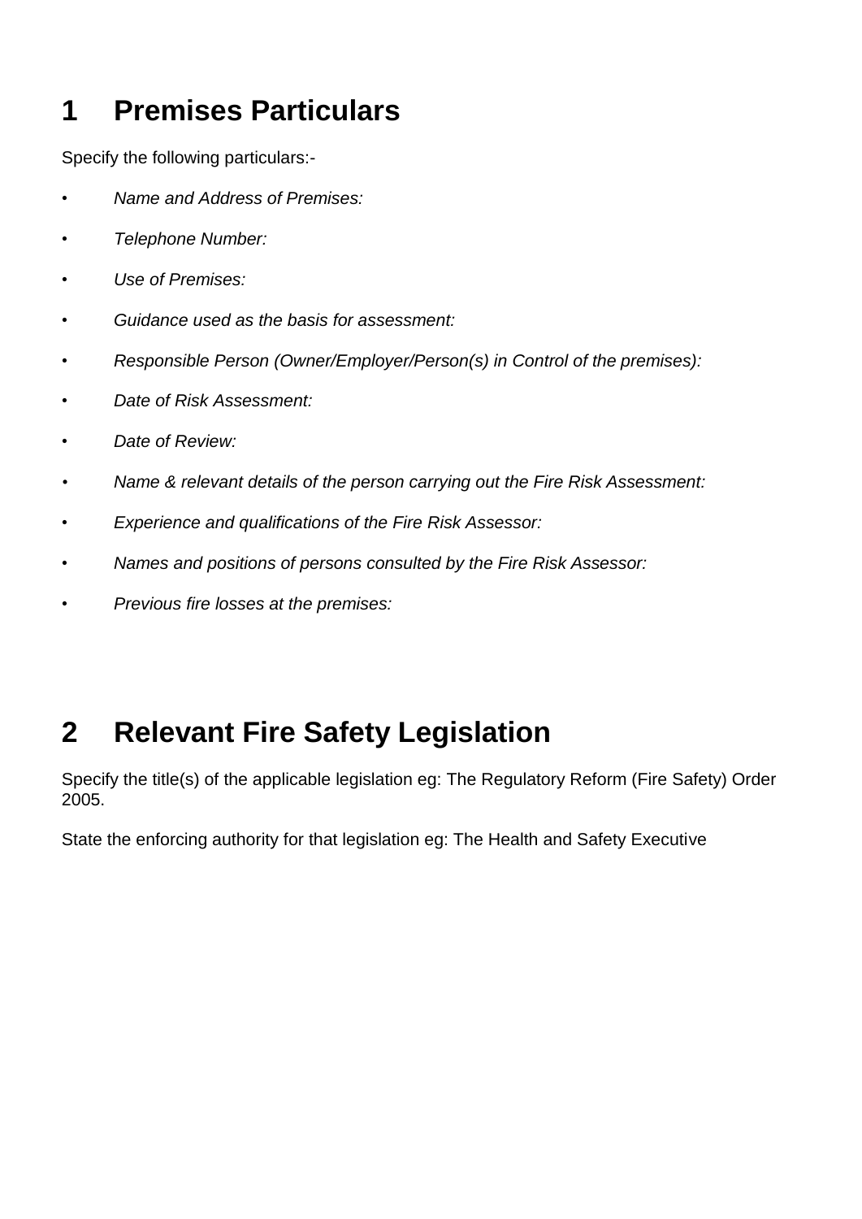# 1 Premises Particulars

Specify the following particulars:-

- *Name and Address of Premises:*
- *Telephone Number:*
- *Use of Premises:*
- *Guidance used as the basis for assessment:*
- *Responsible Person (Owner/Employer/Person(s) in Control of the premises):*
- *Date of Risk Assessment:*
- *Date of Review:*
- *Name & relevant details of the person carrying out the Fire Risk Assessment:*
- *Experience and qualifications of the Fire Risk Assessor:*
- *Names and positions of persons consulted by the Fire Risk Assessor:*
- *Previous fire losses at the premises:*

# 2 Relevant Fire Safety Legislation

Specify the title(s) of the applicable legislation eg: The Regulatory Reform (Fire Safety) Order 2005.

State the enforcing authority for that legislation eg: The Health and Safety Executive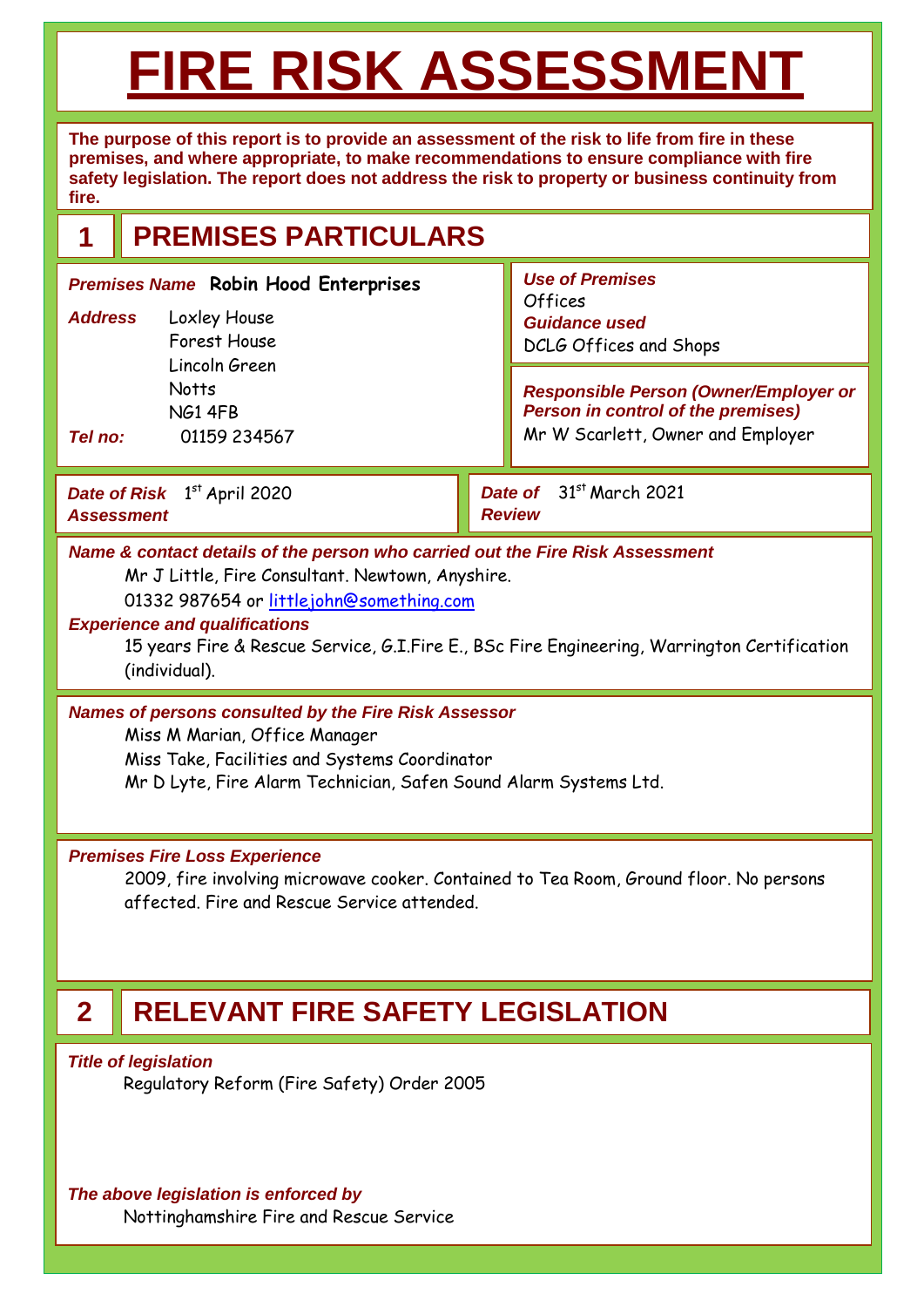# FIRE RISK ASSESSMENT

**The purpose of this report is to provide an assessment of the risk to life from fire in these premises, and where appropriate, to make recommendations to ensure compliance with fire safety legislation. The report does not address the risk to property or business continuity from fire.**

## 1 PREMISES PARTICULARS

***Premises Name*** **Robin Hood Enterprises**

***Address***
Loxley House
Forest House
Lincoln Green
Notts
NG1 4FB

***Tel no:*** 01159 234567

***Use of Premises***
Offices

***Guidance used***
DCLG Offices and Shops

***Responsible Person (Owner/Employer or Person in control of the premises)***
Mr W Scarlett, Owner and Employer

***Date of Risk Assessment*** 1st April 2020

***Date of Review*** 31st March 2021

***Name & contact details of the person who carried out the Fire Risk Assessment***

Mr J Little, Fire Consultant. Newtown, Anyshire.

01332 987654 or littlejohn@something.com

***Experience and qualifications***

15 years Fire & Rescue Service, G.I.Fire E., BSc Fire Engineering, Warrington Certification (individual).

***Names of persons consulted by the Fire Risk Assessor***

Miss M Marian, Office Manager

Miss Take, Facilities and Systems Coordinator

Mr D Lyte, Fire Alarm Technician, Safen Sound Alarm Systems Ltd.

***Premises Fire Loss Experience***

2009, fire involving microwave cooker. Contained to Tea Room, Ground floor. No persons affected. Fire and Rescue Service attended.

## 2 RELEVANT FIRE SAFETY LEGISLATION

***Title of legislation***

Regulatory Reform (Fire Safety) Order 2005

***The above legislation is enforced by***

Nottinghamshire Fire and Rescue Service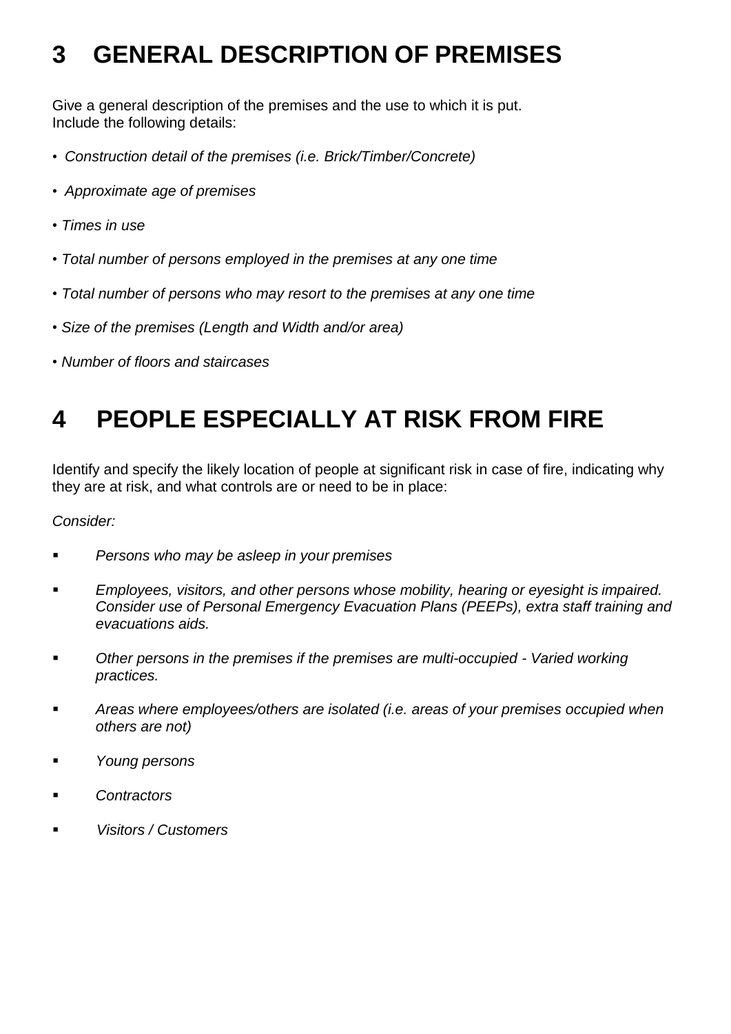# 3 GENERAL DESCRIPTION OF PREMISES

Give a general description of the premises and the use to which it is put.
Include the following details:

- *Construction detail of the premises (i.e. Brick/Timber/Concrete)*
- *Approximate age of premises*
- *Times in use*
- *Total number of persons employed in the premises at any one time*
- *Total number of persons who may resort to the premises at any one time*
- *Size of the premises (Length and Width and/or area)*
- *Number of floors and staircases*

# 4 PEOPLE ESPECIALLY AT RISK FROM FIRE

Identify and specify the likely location of people at significant risk in case of fire, indicating why they are at risk, and what controls are or need to be in place:

*Consider:*

- *Persons who may be asleep in your premises*
- *Employees, visitors, and other persons whose mobility, hearing or eyesight is impaired. Consider use of Personal Emergency Evacuation Plans (PEEPs), extra staff training and evacuations aids.*
- *Other persons in the premises if the premises are multi-occupied - Varied working practices.*
- *Areas where employees/others are isolated (i.e. areas of your premises occupied when others are not)*
- *Young persons*
- *Contractors*
- *Visitors / Customers*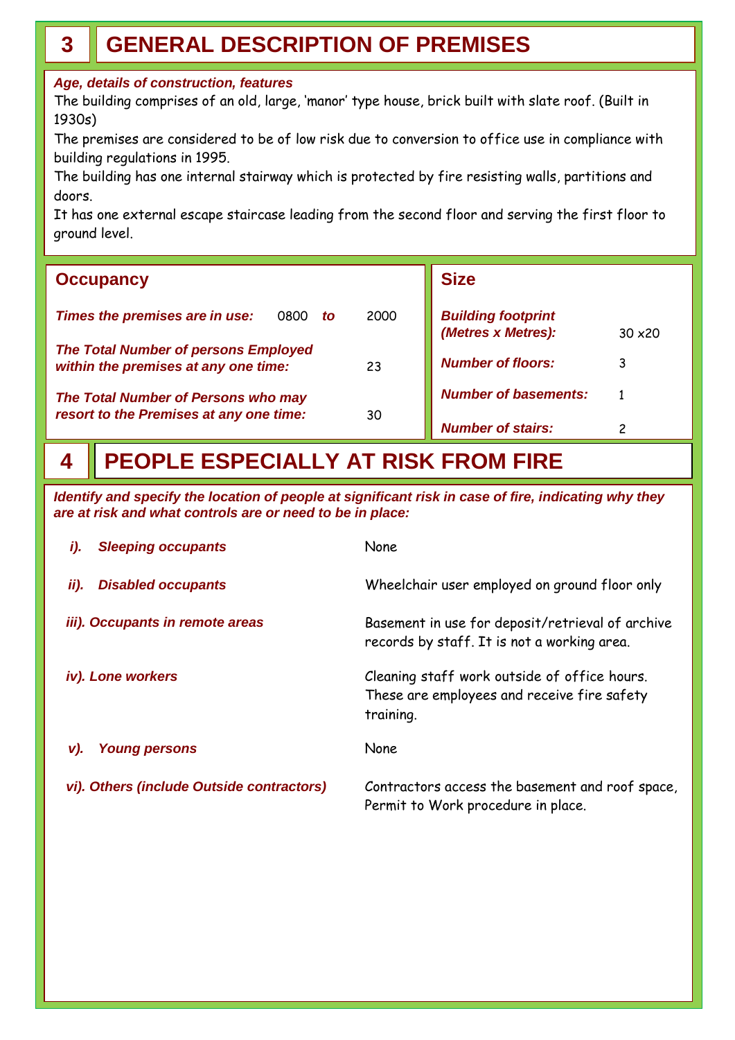# 3 GENERAL DESCRIPTION OF PREMISES

***Age, details of construction, features***

The building comprises of an old, large, 'manor' type house, brick built with slate roof. (Built in 1930s)

The premises are considered to be of low risk due to conversion to office use in compliance with building regulations in 1995.

The building has one internal stairway which is protected by fire resisting walls, partitions and doors.

It has one external escape staircase leading from the second floor and serving the first floor to ground level.

## Occupancy

| | |
|---|---|
| ***Times the premises are in use:*** | 0800 ***to*** 2000 |
| ***The Total Number of persons Employed within the premises at any one time:*** | 23 |
| ***The Total Number of Persons who may resort to the Premises at any one time:*** | 30 |

## Size

| | |
|---|---|
| ***Building footprint (Metres x Metres):*** | 30 x20 |
| ***Number of floors:*** | 3 |
| ***Number of basements:*** | 1 |
| ***Number of stairs:*** | 2 |

# 4 PEOPLE ESPECIALLY AT RISK FROM FIRE

***Identify and specify the location of people at significant risk in case of fire, indicating why they are at risk and what controls are or need to be in place:***

| | |
|---|---|
| ***i). Sleeping occupants*** | None |
| ***ii). Disabled occupants*** | Wheelchair user employed on ground floor only |
| ***iii). Occupants in remote areas*** | Basement in use for deposit/retrieval of archive records by staff. It is not a working area. |
| ***iv). Lone workers*** | Cleaning staff work outside of office hours. These are employees and receive fire safety training. |
| ***v). Young persons*** | None |
| ***vi). Others (include Outside contractors)*** | Contractors access the basement and roof space, Permit to Work procedure in place. |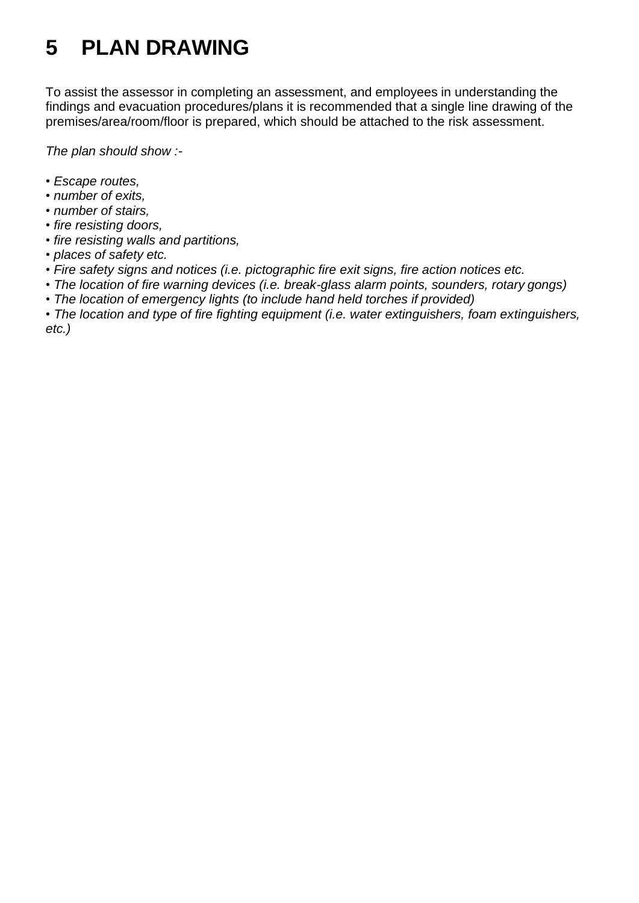# 5 PLAN DRAWING

To assist the assessor in completing an assessment, and employees in understanding the findings and evacuation procedures/plans it is recommended that a single line drawing of the premises/area/room/floor is prepared, which should be attached to the risk assessment.

*The plan should show :-*

- *Escape routes,*
- *number of exits,*
- *number of stairs,*
- *fire resisting doors,*
- *fire resisting walls and partitions,*
- *places of safety etc.*
- *Fire safety signs and notices (i.e. pictographic fire exit signs, fire action notices etc.*
- *The location of fire warning devices (i.e. break-glass alarm points, sounders, rotary gongs)*
- *The location of emergency lights (to include hand held torches if provided)*
- *The location and type of fire fighting equipment (i.e. water extinguishers, foam extinguishers, etc.)*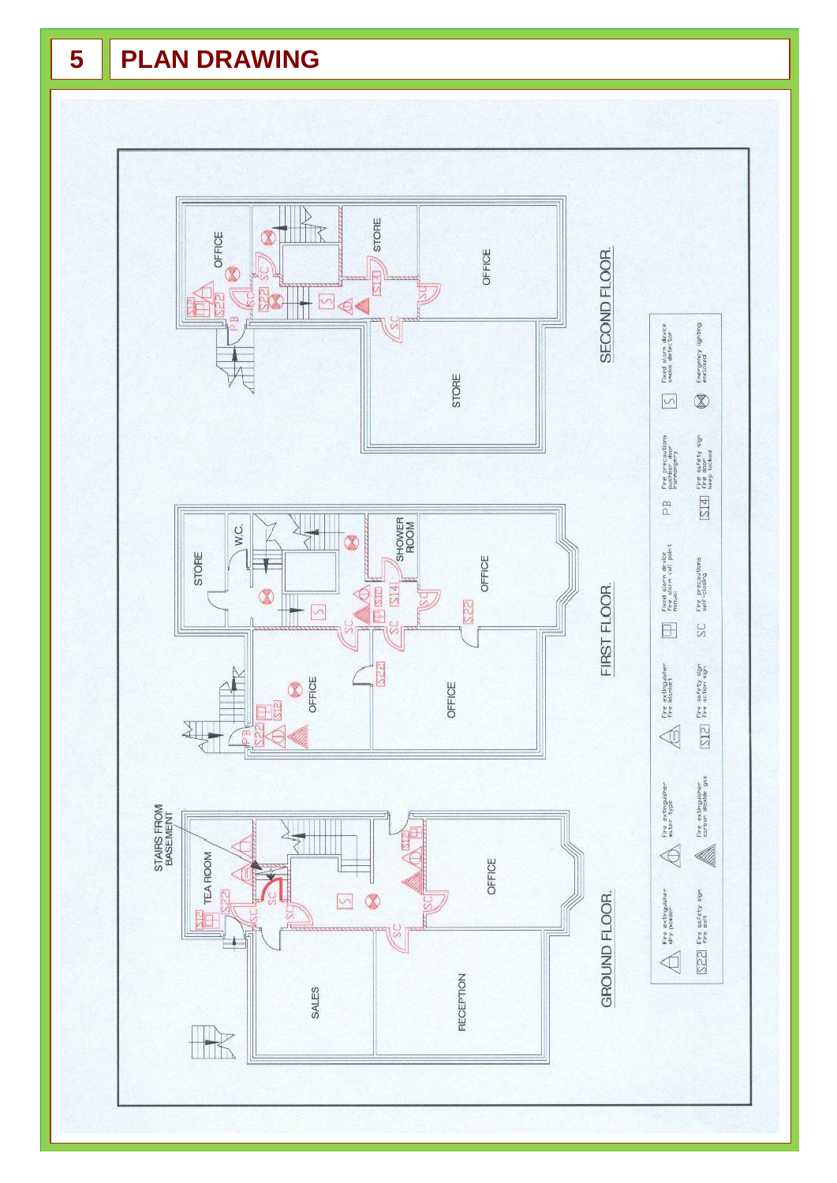# 5 PLAN DRAWING

GROUND FLOOR.

STAIRS FROM BASEMENT

TEA ROOM

SALES

RECEPTION

OFFICE

FIRST FLOOR.

STORE

W.C.

SHOWER ROOM

OFFICE

OFFICE

OFFICE

SECOND FLOOR.

OFFICE

STORE

OFFICE

STORE

| Symbol | Meaning |
|---|---|
| (triangle) | Fire extinguisher dry powder |
| S22 | Fire safety sign fire exit |
| (circle-triangle) | Fire extinguisher water type |
| (shaded triangle) | Fire extinguisher carbon dioxide gas |
| (triangle, blanket) | Fire extinguisher fire blanket |
| S12 | Fire safety sign fire action sign |
| (square) | Fixed alarm device fire alarm call point manual |
| SC | Fire precautions self-closing |
| PB | Fire precautions pushbar door ironmongery |
| S14 | Fire safety sign fire door keep locked |
| S | Fixed alarm device smoke detector |
| (circle-X) | Emergency lighting enclosed |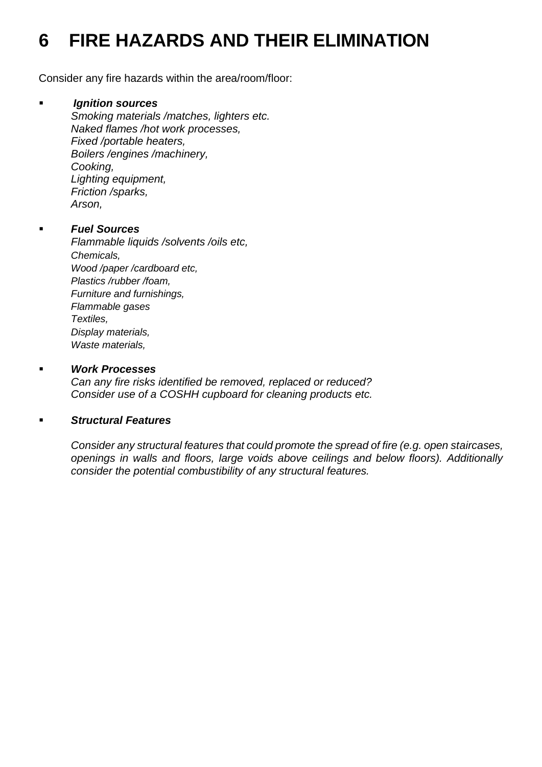# 6 FIRE HAZARDS AND THEIR ELIMINATION

Consider any fire hazards within the area/room/floor:

- ***Ignition sources***
  *Smoking materials /matches, lighters etc.*
  *Naked flames /hot work processes,*
  *Fixed /portable heaters,*
  *Boilers /engines /machinery,*
  *Cooking,*
  *Lighting equipment,*
  *Friction /sparks,*
  *Arson,*

- ***Fuel Sources***
  *Flammable liquids /solvents /oils etc,*
  *Chemicals,*
  *Wood /paper /cardboard etc,*
  *Plastics /rubber /foam,*
  *Furniture and furnishings,*
  *Flammable gases*
  *Textiles,*
  *Display materials,*
  *Waste materials,*

- ***Work Processes***
  *Can any fire risks identified be removed, replaced or reduced?*
  *Consider use of a COSHH cupboard for cleaning products etc.*

- ***Structural Features***

  *Consider any structural features that could promote the spread of fire (e.g. open staircases, openings in walls and floors, large voids above ceilings and below floors). Additionally consider the potential combustibility of any structural features.*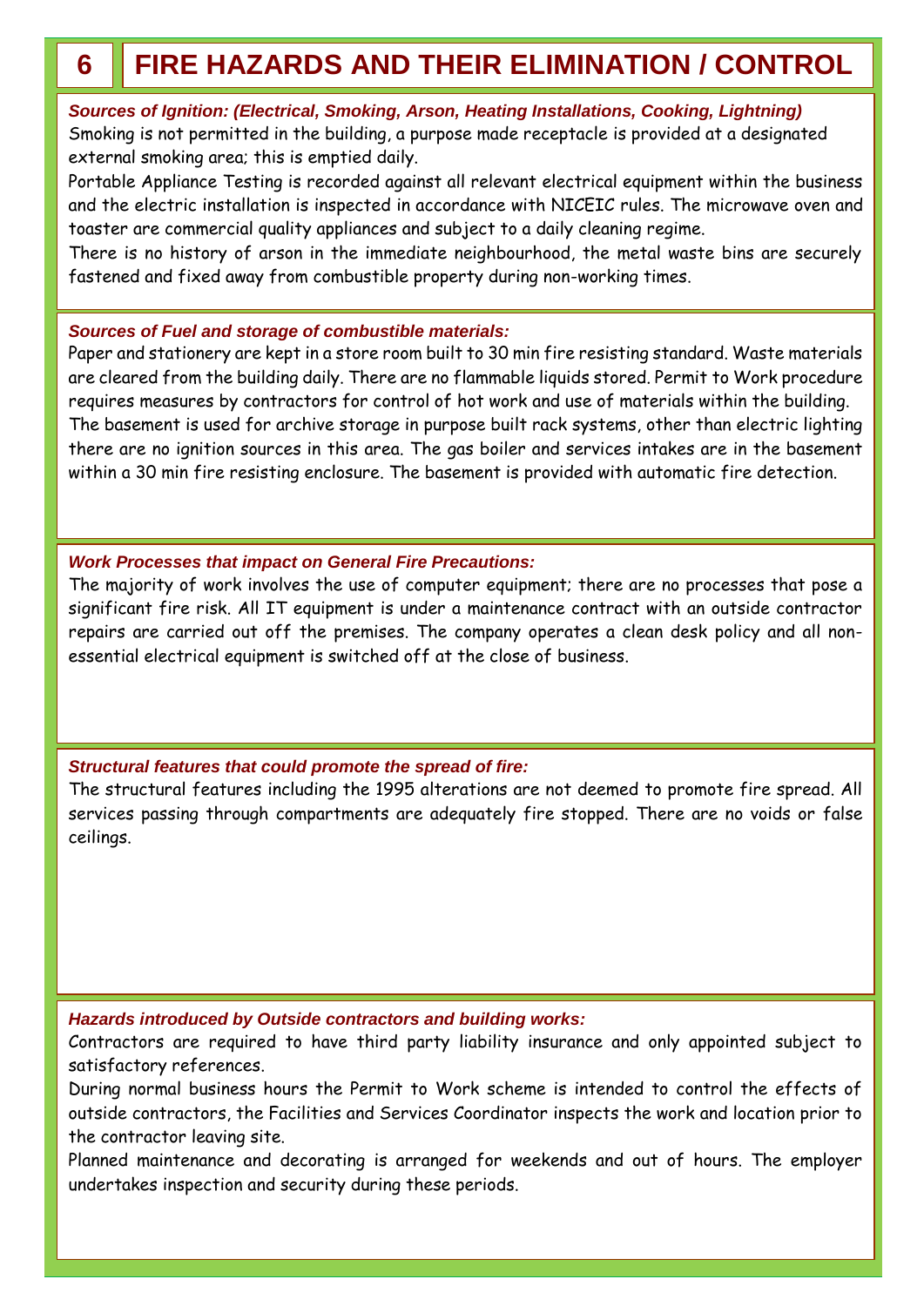# 6 FIRE HAZARDS AND THEIR ELIMINATION / CONTROL

### *Sources of Ignition: (Electrical, Smoking, Arson, Heating Installations, Cooking, Lightning)*

Smoking is not permitted in the building, a purpose made receptacle is provided at a designated external smoking area; this is emptied daily.

Portable Appliance Testing is recorded against all relevant electrical equipment within the business and the electric installation is inspected in accordance with NICEIC rules. The microwave oven and toaster are commercial quality appliances and subject to a daily cleaning regime.

There is no history of arson in the immediate neighbourhood, the metal waste bins are securely fastened and fixed away from combustible property during non-working times.

### *Sources of Fuel and storage of combustible materials:*

Paper and stationery are kept in a store room built to 30 min fire resisting standard. Waste materials are cleared from the building daily. There are no flammable liquids stored. Permit to Work procedure requires measures by contractors for control of hot work and use of materials within the building. The basement is used for archive storage in purpose built rack systems, other than electric lighting there are no ignition sources in this area. The gas boiler and services intakes are in the basement within a 30 min fire resisting enclosure. The basement is provided with automatic fire detection.

### *Work Processes that impact on General Fire Precautions:*

The majority of work involves the use of computer equipment; there are no processes that pose a significant fire risk. All IT equipment is under a maintenance contract with an outside contractor repairs are carried out off the premises. The company operates a clean desk policy and all non-essential electrical equipment is switched off at the close of business.

### *Structural features that could promote the spread of fire:*

The structural features including the 1995 alterations are not deemed to promote fire spread. All services passing through compartments are adequately fire stopped. There are no voids or false ceilings.

### *Hazards introduced by Outside contractors and building works:*

Contractors are required to have third party liability insurance and only appointed subject to satisfactory references.

During normal business hours the Permit to Work scheme is intended to control the effects of outside contractors, the Facilities and Services Coordinator inspects the work and location prior to the contractor leaving site.

Planned maintenance and decorating is arranged for weekends and out of hours. The employer undertakes inspection and security during these periods.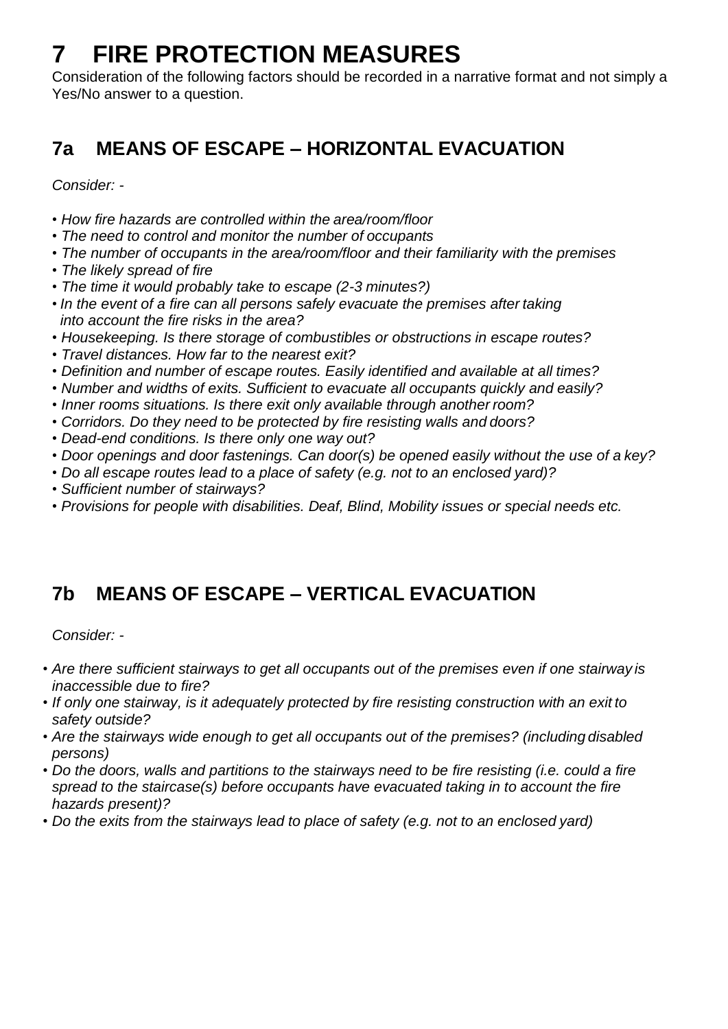# 7 FIRE PROTECTION MEASURES

Consideration of the following factors should be recorded in a narrative format and not simply a Yes/No answer to a question.

## 7a MEANS OF ESCAPE – HORIZONTAL EVACUATION

*Consider: -*

- *How fire hazards are controlled within the area/room/floor*
- *The need to control and monitor the number of occupants*
- *The number of occupants in the area/room/floor and their familiarity with the premises*
- *The likely spread of fire*
- *The time it would probably take to escape (2-3 minutes?)*
- *In the event of a fire can all persons safely evacuate the premises after taking into account the fire risks in the area?*
- *Housekeeping. Is there storage of combustibles or obstructions in escape routes?*
- *Travel distances. How far to the nearest exit?*
- *Definition and number of escape routes. Easily identified and available at all times?*
- *Number and widths of exits. Sufficient to evacuate all occupants quickly and easily?*
- *Inner rooms situations. Is there exit only available through another room?*
- *Corridors. Do they need to be protected by fire resisting walls and doors?*
- *Dead-end conditions. Is there only one way out?*
- *Door openings and door fastenings. Can door(s) be opened easily without the use of a key?*
- *Do all escape routes lead to a place of safety (e.g. not to an enclosed yard)?*
- *Sufficient number of stairways?*
- *Provisions for people with disabilities. Deaf, Blind, Mobility issues or special needs etc.*

## 7b MEANS OF ESCAPE – VERTICAL EVACUATION

*Consider: -*

- *Are there sufficient stairways to get all occupants out of the premises even if one stairway is inaccessible due to fire?*
- *If only one stairway, is it adequately protected by fire resisting construction with an exit to safety outside?*
- *Are the stairways wide enough to get all occupants out of the premises? (including disabled persons)*
- *Do the doors, walls and partitions to the stairways need to be fire resisting (i.e. could a fire spread to the staircase(s) before occupants have evacuated taking in to account the fire hazards present)?*
- *Do the exits from the stairways lead to place of safety (e.g. not to an enclosed yard)*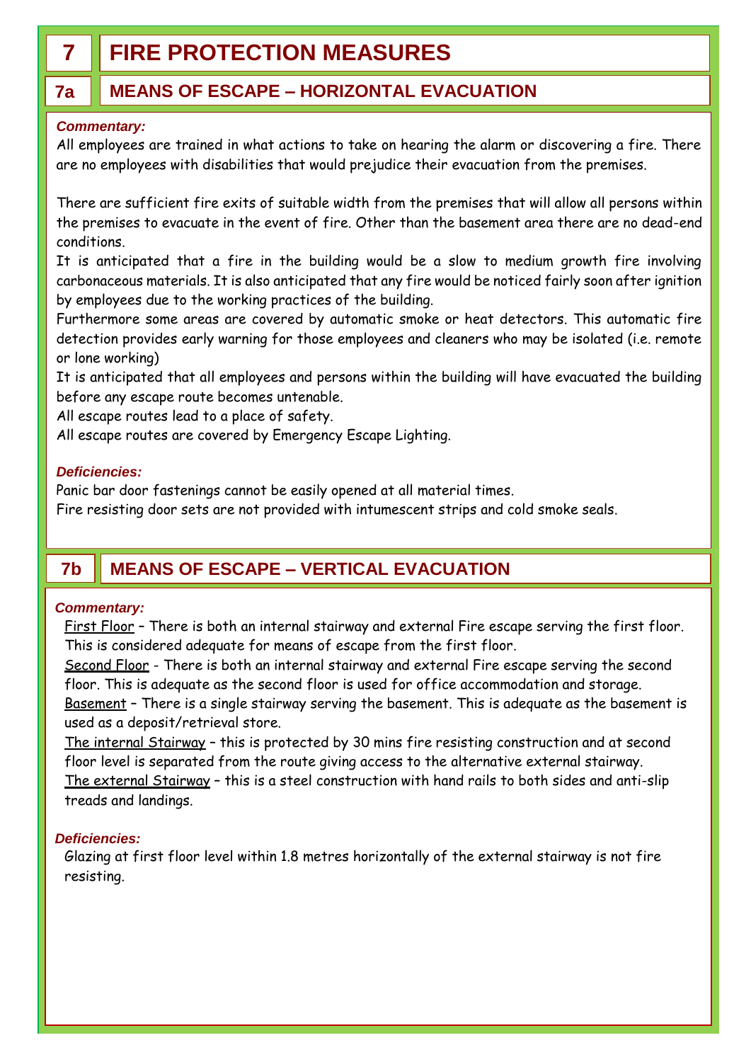# 7 FIRE PROTECTION MEASURES

## 7a MEANS OF ESCAPE – HORIZONTAL EVACUATION

***Commentary:***

All employees are trained in what actions to take on hearing the alarm or discovering a fire. There are no employees with disabilities that would prejudice their evacuation from the premises.

There are sufficient fire exits of suitable width from the premises that will allow all persons within the premises to evacuate in the event of fire. Other than the basement area there are no dead-end conditions.

It is anticipated that a fire in the building would be a slow to medium growth fire involving carbonaceous materials. It is also anticipated that any fire would be noticed fairly soon after ignition by employees due to the working practices of the building.

Furthermore some areas are covered by automatic smoke or heat detectors. This automatic fire detection provides early warning for those employees and cleaners who may be isolated (i.e. remote or lone working)

It is anticipated that all employees and persons within the building will have evacuated the building before any escape route becomes untenable.

All escape routes lead to a place of safety.

All escape routes are covered by Emergency Escape Lighting.

***Deficiencies:***

Panic bar door fastenings cannot be easily opened at all material times.

Fire resisting door sets are not provided with intumescent strips and cold smoke seals.

## 7b MEANS OF ESCAPE – VERTICAL EVACUATION

***Commentary:***

First Floor – There is both an internal stairway and external Fire escape serving the first floor. This is considered adequate for means of escape from the first floor.

Second Floor - There is both an internal stairway and external Fire escape serving the second floor. This is adequate as the second floor is used for office accommodation and storage.

Basement – There is a single stairway serving the basement. This is adequate as the basement is used as a deposit/retrieval store.

The internal Stairway – this is protected by 30 mins fire resisting construction and at second floor level is separated from the route giving access to the alternative external stairway.

The external Stairway – this is a steel construction with hand rails to both sides and anti-slip treads and landings.

***Deficiencies:***

Glazing at first floor level within 1.8 metres horizontally of the external stairway is not fire resisting.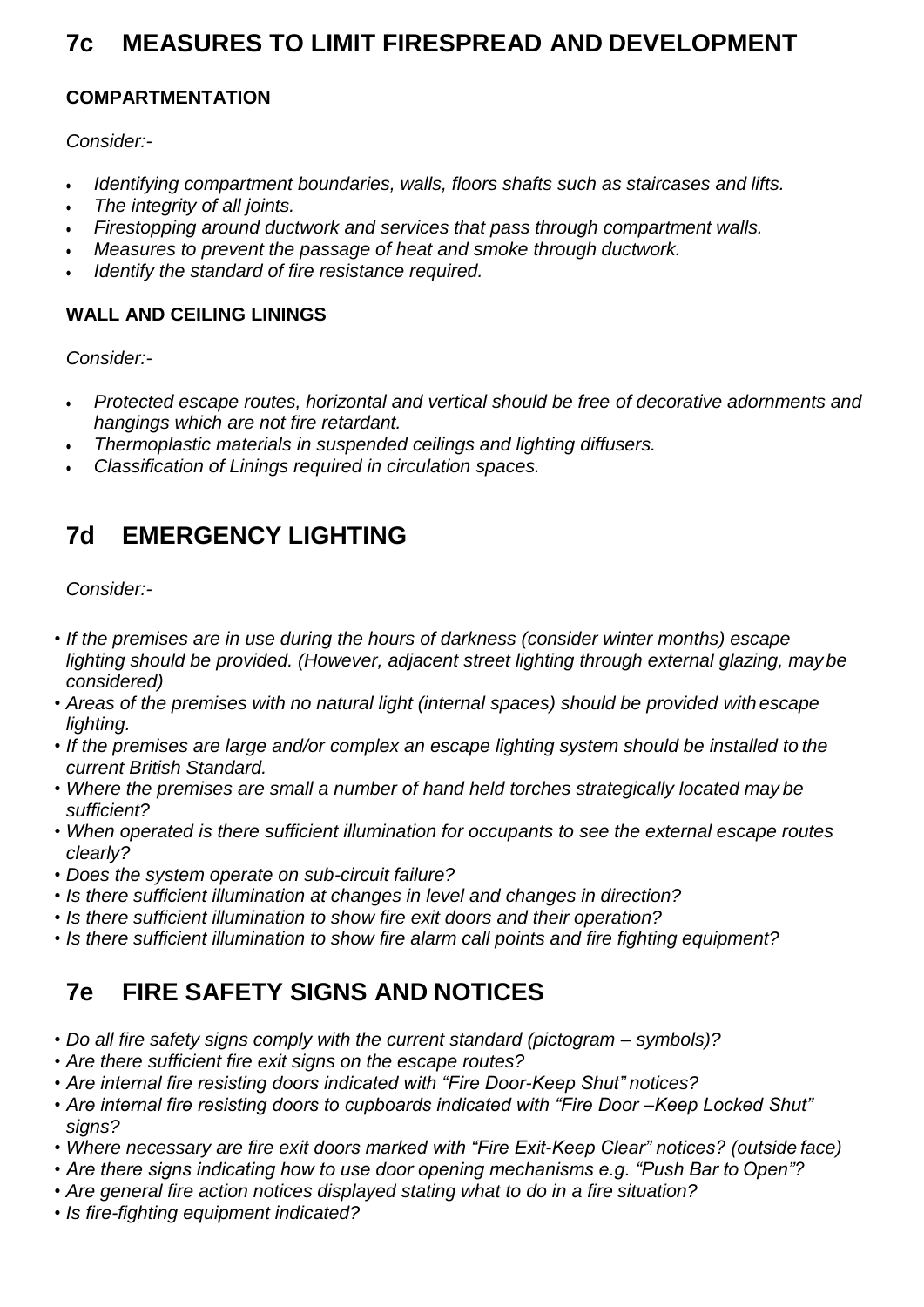## 7c MEASURES TO LIMIT FIRESPREAD AND DEVELOPMENT

### COMPARTMENTATION

*Consider:-*

- *Identifying compartment boundaries, walls, floors shafts such as staircases and lifts.*
- *The integrity of all joints.*
- *Firestopping around ductwork and services that pass through compartment walls.*
- *Measures to prevent the passage of heat and smoke through ductwork.*
- *Identify the standard of fire resistance required.*

### WALL AND CEILING LININGS

*Consider:-*

- *Protected escape routes, horizontal and vertical should be free of decorative adornments and hangings which are not fire retardant.*
- *Thermoplastic materials in suspended ceilings and lighting diffusers.*
- *Classification of Linings required in circulation spaces.*

## 7d EMERGENCY LIGHTING

*Consider:-*

- *If the premises are in use during the hours of darkness (consider winter months) escape lighting should be provided. (However, adjacent street lighting through external glazing, may be considered)*
- *Areas of the premises with no natural light (internal spaces) should be provided with escape lighting.*
- *If the premises are large and/or complex an escape lighting system should be installed to the current British Standard.*
- *Where the premises are small a number of hand held torches strategically located may be sufficient?*
- *When operated is there sufficient illumination for occupants to see the external escape routes clearly?*
- *Does the system operate on sub-circuit failure?*
- *Is there sufficient illumination at changes in level and changes in direction?*
- *Is there sufficient illumination to show fire exit doors and their operation?*
- *Is there sufficient illumination to show fire alarm call points and fire fighting equipment?*

## 7e FIRE SAFETY SIGNS AND NOTICES

- *Do all fire safety signs comply with the current standard (pictogram – symbols)?*
- *Are there sufficient fire exit signs on the escape routes?*
- *Are internal fire resisting doors indicated with "Fire Door-Keep Shut" notices?*
- *Are internal fire resisting doors to cupboards indicated with "Fire Door –Keep Locked Shut" signs?*
- *Where necessary are fire exit doors marked with "Fire Exit-Keep Clear" notices? (outside face)*
- *Are there signs indicating how to use door opening mechanisms e.g. "Push Bar to Open"?*
- *Are general fire action notices displayed stating what to do in a fire situation?*
- *Is fire-fighting equipment indicated?*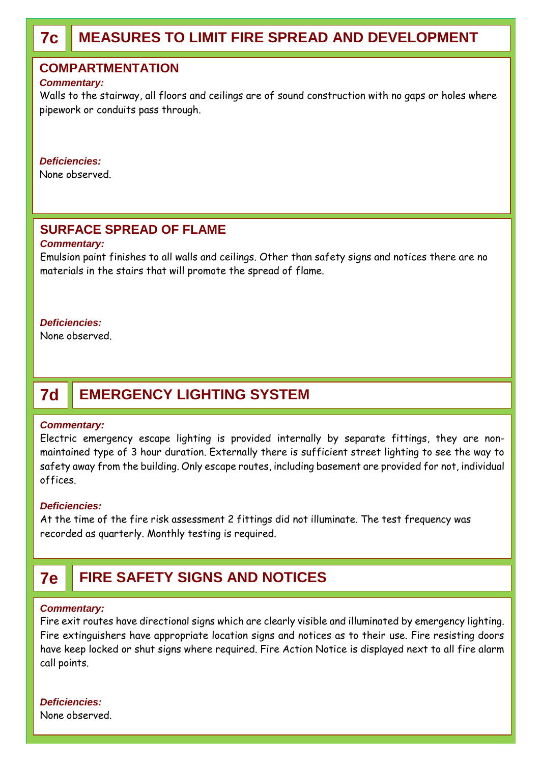## 7c MEASURES TO LIMIT FIRE SPREAD AND DEVELOPMENT

### COMPARTMENTATION

***Commentary:***

Walls to the stairway, all floors and ceilings are of sound construction with no gaps or holes where pipework or conduits pass through.

***Deficiencies:***

None observed.

### SURFACE SPREAD OF FLAME

***Commentary:***

Emulsion paint finishes to all walls and ceilings. Other than safety signs and notices there are no materials in the stairs that will promote the spread of flame.

***Deficiencies:***

None observed.

## 7d EMERGENCY LIGHTING SYSTEM

***Commentary:***

Electric emergency escape lighting is provided internally by separate fittings, they are non-maintained type of 3 hour duration. Externally there is sufficient street lighting to see the way to safety away from the building. Only escape routes, including basement are provided for not, individual offices.

***Deficiencies:***

At the time of the fire risk assessment 2 fittings did not illuminate. The test frequency was recorded as quarterly. Monthly testing is required.

## 7e FIRE SAFETY SIGNS AND NOTICES

***Commentary:***

Fire exit routes have directional signs which are clearly visible and illuminated by emergency lighting. Fire extinguishers have appropriate location signs and notices as to their use. Fire resisting doors have keep locked or shut signs where required. Fire Action Notice is displayed next to all fire alarm call points.

***Deficiencies:***

None observed.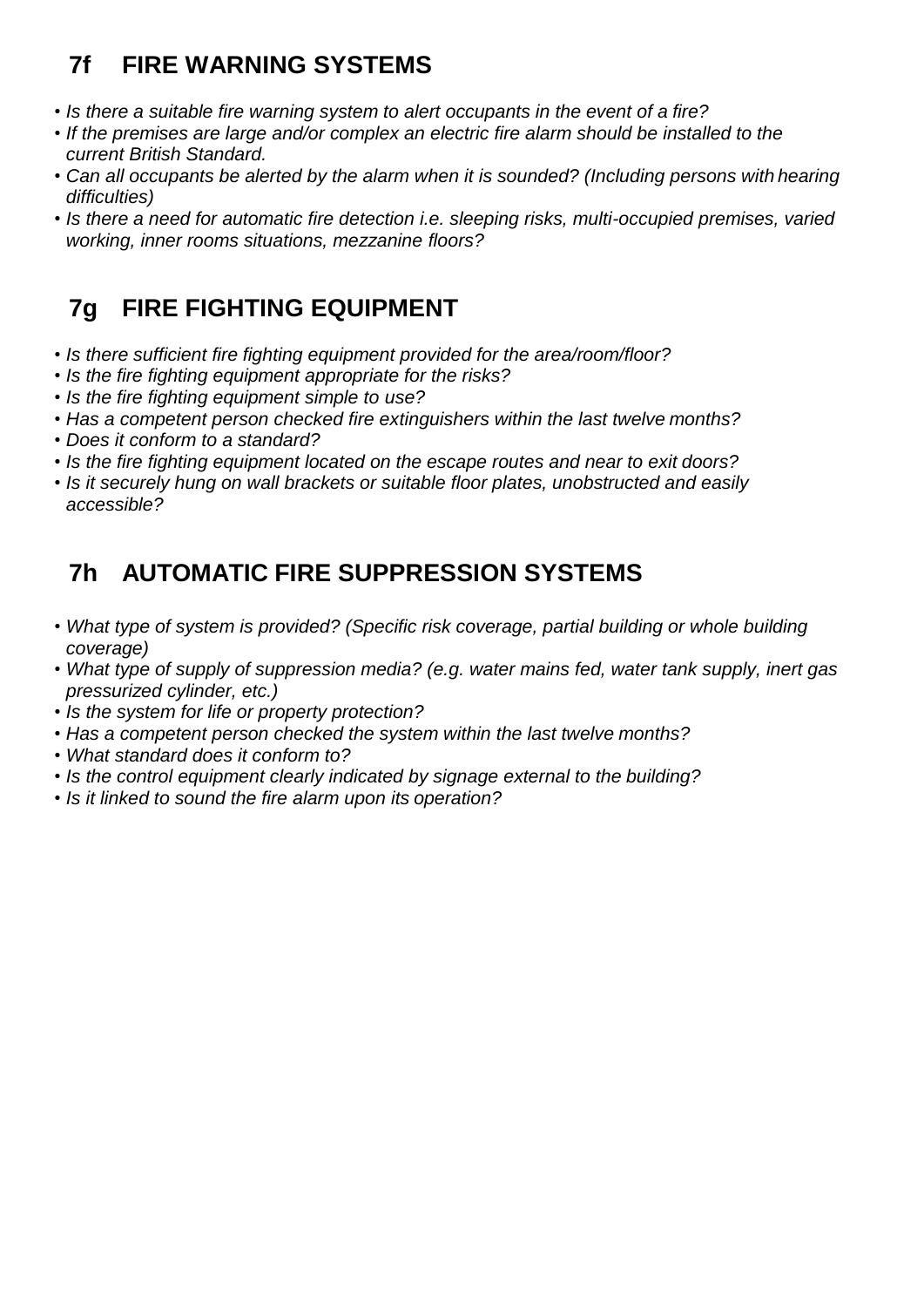## 7f FIRE WARNING SYSTEMS

- *Is there a suitable fire warning system to alert occupants in the event of a fire?*
- *If the premises are large and/or complex an electric fire alarm should be installed to the current British Standard.*
- *Can all occupants be alerted by the alarm when it is sounded? (Including persons with hearing difficulties)*
- *Is there a need for automatic fire detection i.e. sleeping risks, multi-occupied premises, varied working, inner rooms situations, mezzanine floors?*

## 7g FIRE FIGHTING EQUIPMENT

- *Is there sufficient fire fighting equipment provided for the area/room/floor?*
- *Is the fire fighting equipment appropriate for the risks?*
- *Is the fire fighting equipment simple to use?*
- *Has a competent person checked fire extinguishers within the last twelve months?*
- *Does it conform to a standard?*
- *Is the fire fighting equipment located on the escape routes and near to exit doors?*
- *Is it securely hung on wall brackets or suitable floor plates, unobstructed and easily accessible?*

## 7h AUTOMATIC FIRE SUPPRESSION SYSTEMS

- *What type of system is provided? (Specific risk coverage, partial building or whole building coverage)*
- *What type of supply of suppression media? (e.g. water mains fed, water tank supply, inert gas pressurized cylinder, etc.)*
- *Is the system for life or property protection?*
- *Has a competent person checked the system within the last twelve months?*
- *What standard does it conform to?*
- *Is the control equipment clearly indicated by signage external to the building?*
- *Is it linked to sound the fire alarm upon its operation?*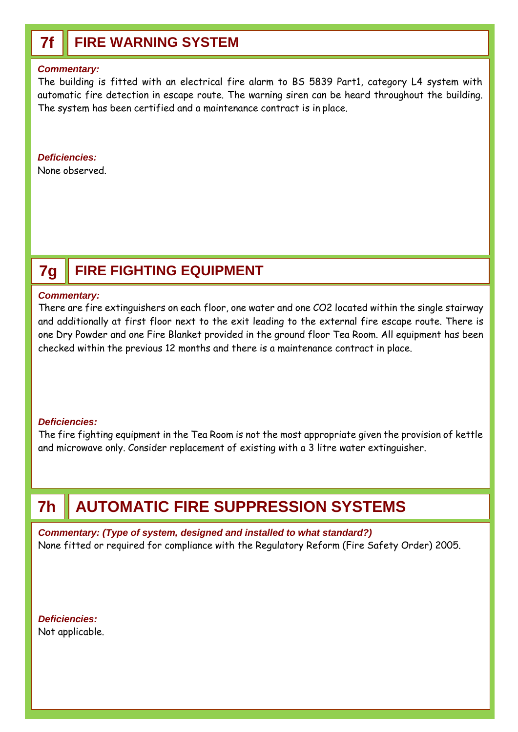## 7f FIRE WARNING SYSTEM

***Commentary:***

The building is fitted with an electrical fire alarm to BS 5839 Part1, category L4 system with automatic fire detection in escape route. The warning siren can be heard throughout the building. The system has been certified and a maintenance contract is in place.

***Deficiencies:***

None observed.

## 7g FIRE FIGHTING EQUIPMENT

***Commentary:***

There are fire extinguishers on each floor, one water and one $CO_2$ located within the single stairway and additionally at first floor next to the exit leading to the external fire escape route. There is one Dry Powder and one Fire Blanket provided in the ground floor Tea Room. All equipment has been checked within the previous 12 months and there is a maintenance contract in place.

***Deficiencies:***

The fire fighting equipment in the Tea Room is not the most appropriate given the provision of kettle and microwave only. Consider replacement of existing with a 3 litre water extinguisher.

## 7h AUTOMATIC FIRE SUPPRESSION SYSTEMS

***Commentary: (Type of system, designed and installed to what standard?)***

None fitted or required for compliance with the Regulatory Reform (Fire Safety Order) 2005.

***Deficiencies:***

Not applicable.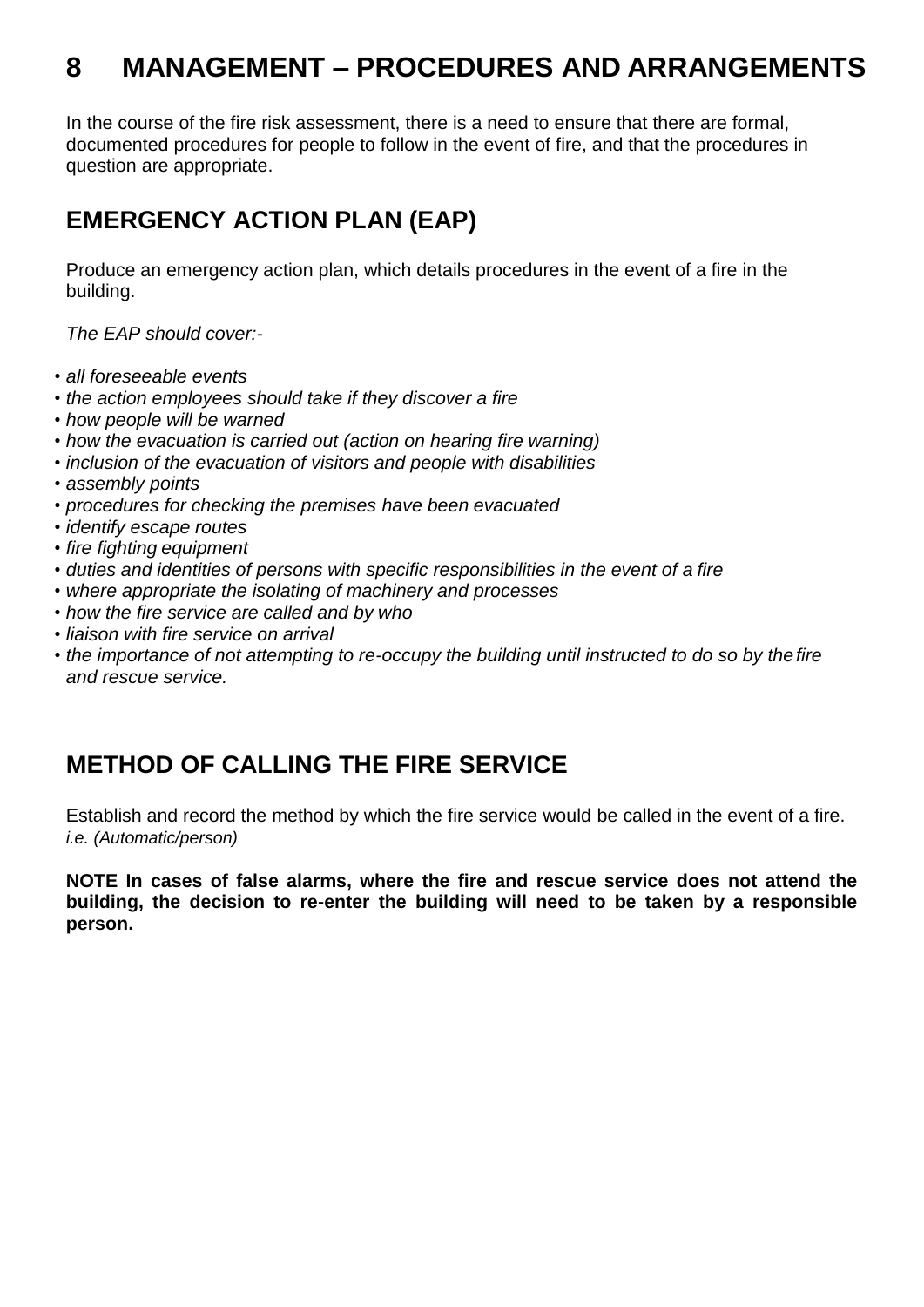# 8 MANAGEMENT – PROCEDURES AND ARRANGEMENTS

In the course of the fire risk assessment, there is a need to ensure that there are formal, documented procedures for people to follow in the event of fire, and that the procedures in question are appropriate.

## EMERGENCY ACTION PLAN (EAP)

Produce an emergency action plan, which details procedures in the event of a fire in the building.

*The EAP should cover:-*

- *all foreseeable events*
- *the action employees should take if they discover a fire*
- *how people will be warned*
- *how the evacuation is carried out (action on hearing fire warning)*
- *inclusion of the evacuation of visitors and people with disabilities*
- *assembly points*
- *procedures for checking the premises have been evacuated*
- *identify escape routes*
- *fire fighting equipment*
- *duties and identities of persons with specific responsibilities in the event of a fire*
- *where appropriate the isolating of machinery and processes*
- *how the fire service are called and by who*
- *liaison with fire service on arrival*
- *the importance of not attempting to re-occupy the building until instructed to do so by the fire and rescue service.*

## METHOD OF CALLING THE FIRE SERVICE

Establish and record the method by which the fire service would be called in the event of a fire. *i.e. (Automatic/person)*

**NOTE In cases of false alarms, where the fire and rescue service does not attend the building, the decision to re-enter the building will need to be taken by a responsible person.**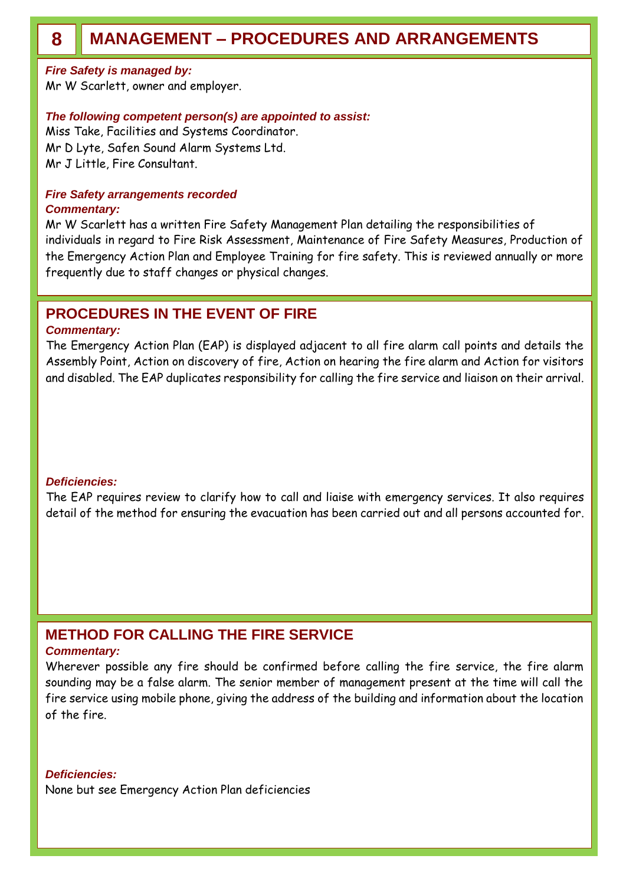# 8 MANAGEMENT – PROCEDURES AND ARRANGEMENTS

***Fire Safety is managed by:***
Mr W Scarlett, owner and employer.

***The following competent person(s) are appointed to assist:***
Miss Take, Facilities and Systems Coordinator.
Mr D Lyte, Safen Sound Alarm Systems Ltd.
Mr J Little, Fire Consultant.

***Fire Safety arrangements recorded***
***Commentary:***
Mr W Scarlett has a written Fire Safety Management Plan detailing the responsibilities of individuals in regard to Fire Risk Assessment, Maintenance of Fire Safety Measures, Production of the Emergency Action Plan and Employee Training for fire safety. This is reviewed annually or more frequently due to staff changes or physical changes.

## PROCEDURES IN THE EVENT OF FIRE

***Commentary:***
The Emergency Action Plan (EAP) is displayed adjacent to all fire alarm call points and details the Assembly Point, Action on discovery of fire, Action on hearing the fire alarm and Action for visitors and disabled. The EAP duplicates responsibility for calling the fire service and liaison on their arrival.

***Deficiencies:***
The EAP requires review to clarify how to call and liaise with emergency services. It also requires detail of the method for ensuring the evacuation has been carried out and all persons accounted for.

## METHOD FOR CALLING THE FIRE SERVICE

***Commentary:***
Wherever possible any fire should be confirmed before calling the fire service, the fire alarm sounding may be a false alarm. The senior member of management present at the time will call the fire service using mobile phone, giving the address of the building and information about the location of the fire.

***Deficiencies:***
None but see Emergency Action Plan deficiencies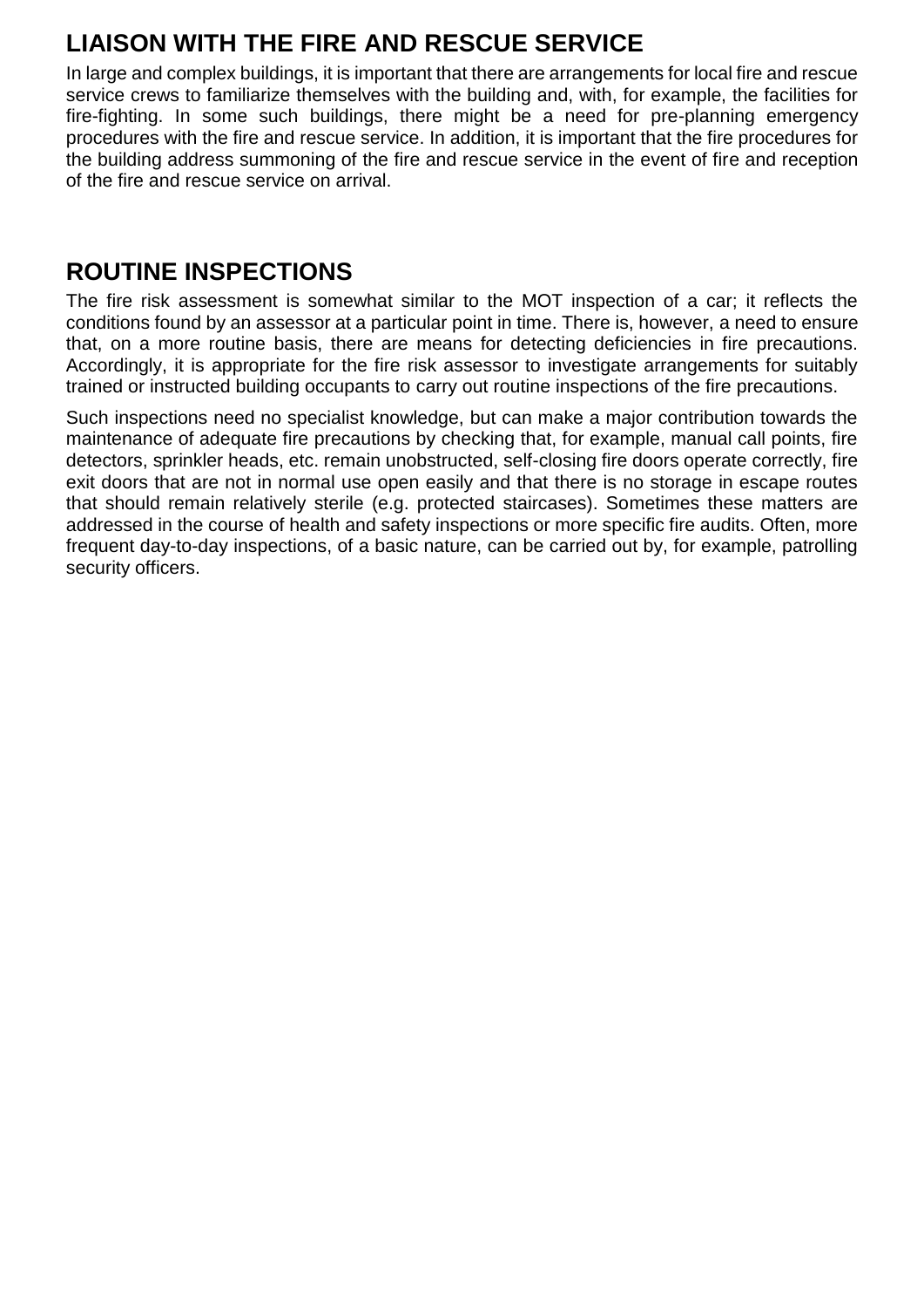## LIAISON WITH THE FIRE AND RESCUE SERVICE

In large and complex buildings, it is important that there are arrangements for local fire and rescue service crews to familiarize themselves with the building and, with, for example, the facilities for fire-fighting. In some such buildings, there might be a need for pre-planning emergency procedures with the fire and rescue service. In addition, it is important that the fire procedures for the building address summoning of the fire and rescue service in the event of fire and reception of the fire and rescue service on arrival.

## ROUTINE INSPECTIONS

The fire risk assessment is somewhat similar to the MOT inspection of a car; it reflects the conditions found by an assessor at a particular point in time. There is, however, a need to ensure that, on a more routine basis, there are means for detecting deficiencies in fire precautions. Accordingly, it is appropriate for the fire risk assessor to investigate arrangements for suitably trained or instructed building occupants to carry out routine inspections of the fire precautions.

Such inspections need no specialist knowledge, but can make a major contribution towards the maintenance of adequate fire precautions by checking that, for example, manual call points, fire detectors, sprinkler heads, etc. remain unobstructed, self-closing fire doors operate correctly, fire exit doors that are not in normal use open easily and that there is no storage in escape routes that should remain relatively sterile (e.g. protected staircases). Sometimes these matters are addressed in the course of health and safety inspections or more specific fire audits. Often, more frequent day-to-day inspections, of a basic nature, can be carried out by, for example, patrolling security officers.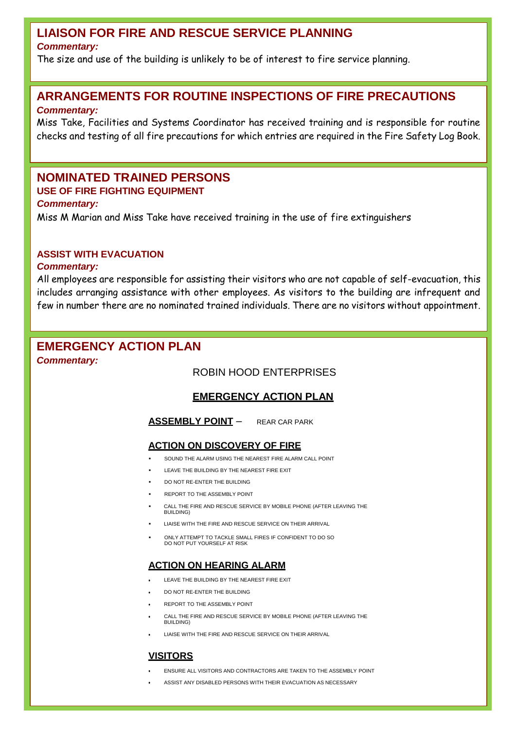## LIAISON FOR FIRE AND RESCUE SERVICE PLANNING

***Commentary:***

The size and use of the building is unlikely to be of interest to fire service planning.

## ARRANGEMENTS FOR ROUTINE INSPECTIONS OF FIRE PRECAUTIONS

***Commentary:***

Miss Take, Facilities and Systems Coordinator has received training and is responsible for routine checks and testing of all fire precautions for which entries are required in the Fire Safety Log Book.

## NOMINATED TRAINED PERSONS

### USE OF FIRE FIGHTING EQUIPMENT

***Commentary:***

Miss M Marian and Miss Take have received training in the use of fire extinguishers

### ASSIST WITH EVACUATION

***Commentary:***

All employees are responsible for assisting their visitors who are not capable of self-evacuation, this includes arranging assistance with other employees. As visitors to the building are infrequent and few in number there are no nominated trained individuals. There are no visitors without appointment.

## EMERGENCY ACTION PLAN

***Commentary:***

ROBIN HOOD ENTERPRISES

**EMERGENCY ACTION PLAN**

**ASSEMBLY POINT** – REAR CAR PARK

**ACTION ON DISCOVERY OF FIRE**

- SOUND THE ALARM USING THE NEAREST FIRE ALARM CALL POINT
- LEAVE THE BUILDING BY THE NEAREST FIRE EXIT
- DO NOT RE-ENTER THE BUILDING
- REPORT TO THE ASSEMBLY POINT
- CALL THE FIRE AND RESCUE SERVICE BY MOBILE PHONE (AFTER LEAVING THE BUILDING)
- LIAISE WITH THE FIRE AND RESCUE SERVICE ON THEIR ARRIVAL
- ONLY ATTEMPT TO TACKLE SMALL FIRES IF CONFIDENT TO DO SO DO NOT PUT YOURSELF AT RISK

**ACTION ON HEARING ALARM**

- LEAVE THE BUILDING BY THE NEAREST FIRE EXIT
- DO NOT RE-ENTER THE BUILDING
- REPORT TO THE ASSEMBLY POINT
- CALL THE FIRE AND RESCUE SERVICE BY MOBILE PHONE (AFTER LEAVING THE BUILDING)
- LIAISE WITH THE FIRE AND RESCUE SERVICE ON THEIR ARRIVAL

**VISITORS**

- ENSURE ALL VISITORS AND CONTRACTORS ARE TAKEN TO THE ASSEMBLY POINT
- ASSIST ANY DISABLED PERSONS WITH THEIR EVACUATION AS NECESSARY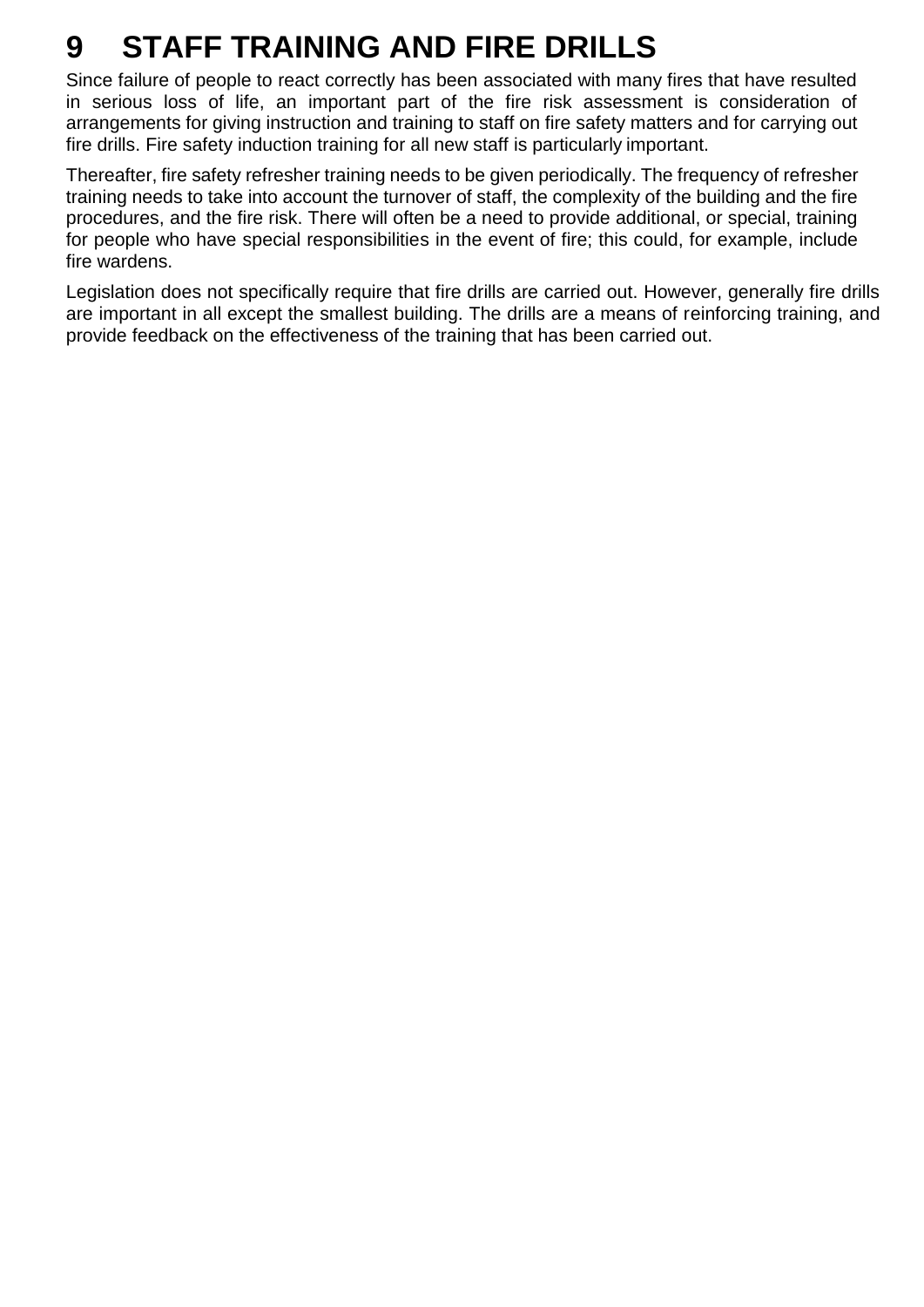# 9 STAFF TRAINING AND FIRE DRILLS

Since failure of people to react correctly has been associated with many fires that have resulted in serious loss of life, an important part of the fire risk assessment is consideration of arrangements for giving instruction and training to staff on fire safety matters and for carrying out fire drills. Fire safety induction training for all new staff is particularly important.

Thereafter, fire safety refresher training needs to be given periodically. The frequency of refresher training needs to take into account the turnover of staff, the complexity of the building and the fire procedures, and the fire risk. There will often be a need to provide additional, or special, training for people who have special responsibilities in the event of fire; this could, for example, include fire wardens.

Legislation does not specifically require that fire drills are carried out. However, generally fire drills are important in all except the smallest building. The drills are a means of reinforcing training, and provide feedback on the effectiveness of the training that has been carried out.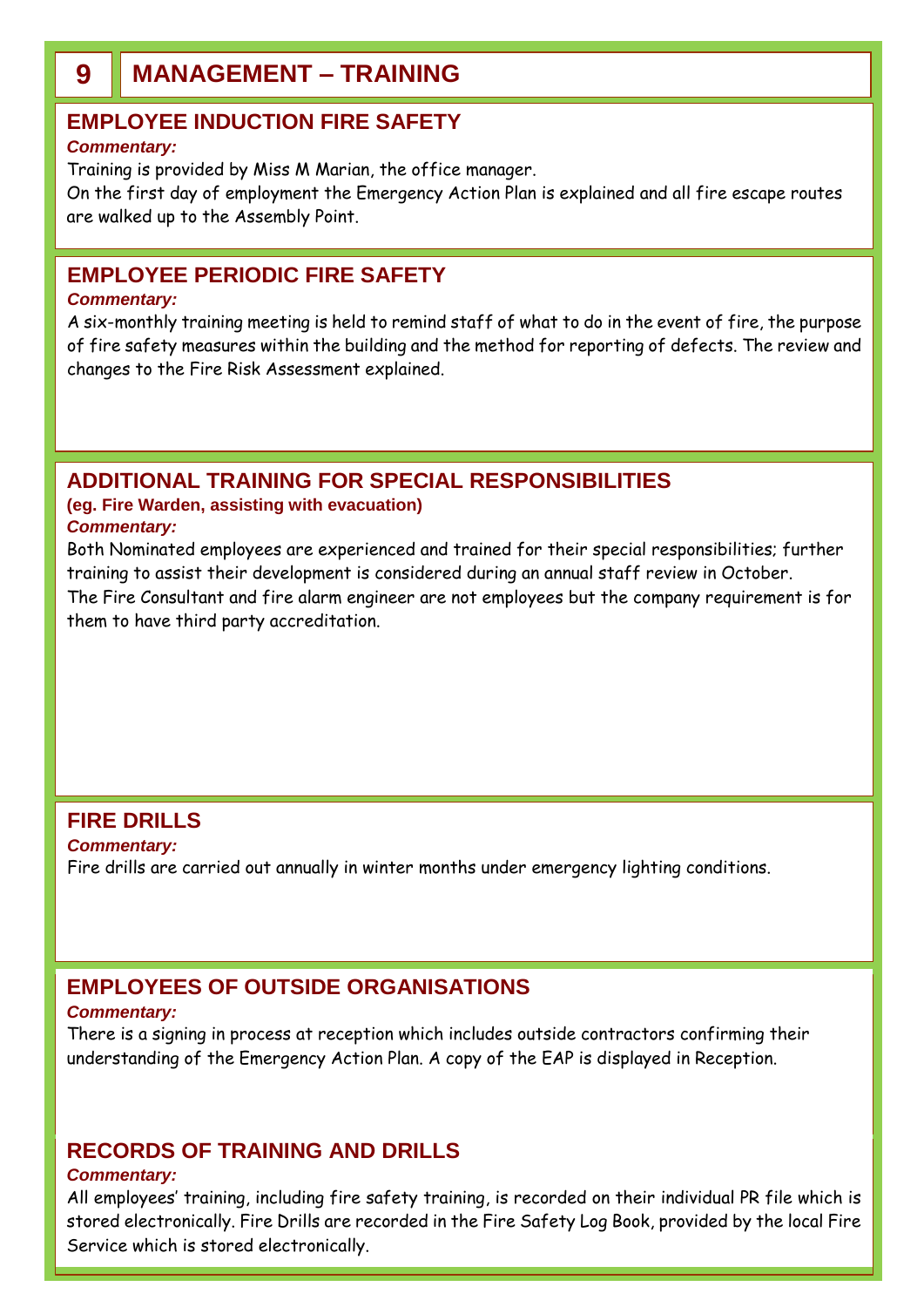# 9 MANAGEMENT – TRAINING

## EMPLOYEE INDUCTION FIRE SAFETY

***Commentary:***

Training is provided by Miss M Marian, the office manager.

On the first day of employment the Emergency Action Plan is explained and all fire escape routes are walked up to the Assembly Point.

## EMPLOYEE PERIODIC FIRE SAFETY

***Commentary:***

A six-monthly training meeting is held to remind staff of what to do in the event of fire, the purpose of fire safety measures within the building and the method for reporting of defects. The review and changes to the Fire Risk Assessment explained.

## ADDITIONAL TRAINING FOR SPECIAL RESPONSIBILITIES

**(eg. Fire Warden, assisting with evacuation)**

***Commentary:***

Both Nominated employees are experienced and trained for their special responsibilities; further training to assist their development is considered during an annual staff review in October.

The Fire Consultant and fire alarm engineer are not employees but the company requirement is for them to have third party accreditation.

## FIRE DRILLS

***Commentary:***

Fire drills are carried out annually in winter months under emergency lighting conditions.

## EMPLOYEES OF OUTSIDE ORGANISATIONS

***Commentary:***

There is a signing in process at reception which includes outside contractors confirming their understanding of the Emergency Action Plan. A copy of the EAP is displayed in Reception.

## RECORDS OF TRAINING AND DRILLS

***Commentary:***

All employees' training, including fire safety training, is recorded on their individual PR file which is stored electronically. Fire Drills are recorded in the Fire Safety Log Book, provided by the local Fire Service which is stored electronically.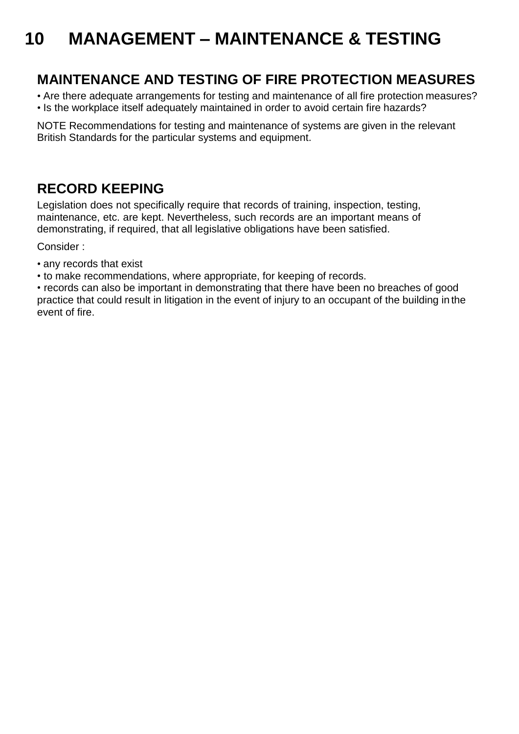# 10 MANAGEMENT – MAINTENANCE & TESTING

## MAINTENANCE AND TESTING OF FIRE PROTECTION MEASURES

- Are there adequate arrangements for testing and maintenance of all fire protection measures?
- Is the workplace itself adequately maintained in order to avoid certain fire hazards?

NOTE Recommendations for testing and maintenance of systems are given in the relevant British Standards for the particular systems and equipment.

## RECORD KEEPING

Legislation does not specifically require that records of training, inspection, testing, maintenance, etc. are kept. Nevertheless, such records are an important means of demonstrating, if required, that all legislative obligations have been satisfied.

Consider :

- any records that exist
- to make recommendations, where appropriate, for keeping of records.
- records can also be important in demonstrating that there have been no breaches of good practice that could result in litigation in the event of injury to an occupant of the building in the event of fire.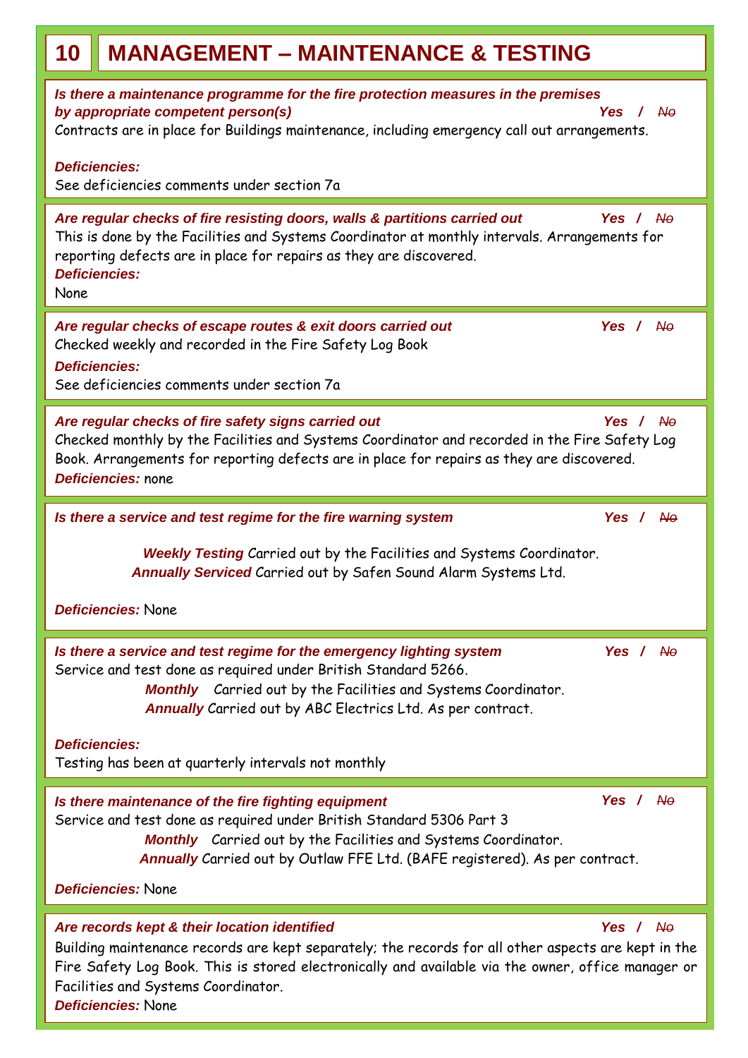# 10 MANAGEMENT – MAINTENANCE & TESTING

***Is there a maintenance programme for the fire protection measures in the premises by appropriate competent person(s)*** **Yes / ~~No~~**

Contracts are in place for Buildings maintenance, including emergency call out arrangements.

***Deficiencies:***

See deficiencies comments under section 7a

***Are regular checks of fire resisting doors, walls & partitions carried out*** **Yes / ~~No~~**

This is done by the Facilities and Systems Coordinator at monthly intervals. Arrangements for reporting defects are in place for repairs as they are discovered.

***Deficiencies:***

None

***Are regular checks of escape routes & exit doors carried out*** **Yes / ~~No~~**

Checked weekly and recorded in the Fire Safety Log Book

***Deficiencies:***

See deficiencies comments under section 7a

***Are regular checks of fire safety signs carried out*** **Yes / ~~No~~**

Checked monthly by the Facilities and Systems Coordinator and recorded in the Fire Safety Log Book. Arrangements for reporting defects are in place for repairs as they are discovered.

***Deficiencies:*** none

***Is there a service and test regime for the fire warning system*** **Yes / ~~No~~**

***Weekly Testing*** Carried out by the Facilities and Systems Coordinator.

***Annually Serviced*** Carried out by Safen Sound Alarm Systems Ltd.

***Deficiencies:*** None

***Is there a service and test regime for the emergency lighting system*** **Yes / ~~No~~**

Service and test done as required under British Standard 5266.

***Monthly*** Carried out by the Facilities and Systems Coordinator.

***Annually*** Carried out by ABC Electrics Ltd. As per contract.

***Deficiencies:***

Testing has been at quarterly intervals not monthly

***Is there maintenance of the fire fighting equipment*** **Yes / ~~No~~**

Service and test done as required under British Standard 5306 Part 3

***Monthly*** Carried out by the Facilities and Systems Coordinator.

***Annually*** Carried out by Outlaw FFE Ltd. (BAFE registered). As per contract.

***Deficiencies:*** None

***Are records kept & their location identified*** **Yes / ~~No~~**

Building maintenance records are kept separately; the records for all other aspects are kept in the Fire Safety Log Book. This is stored electronically and available via the owner, office manager or Facilities and Systems Coordinator.

***Deficiencies:*** None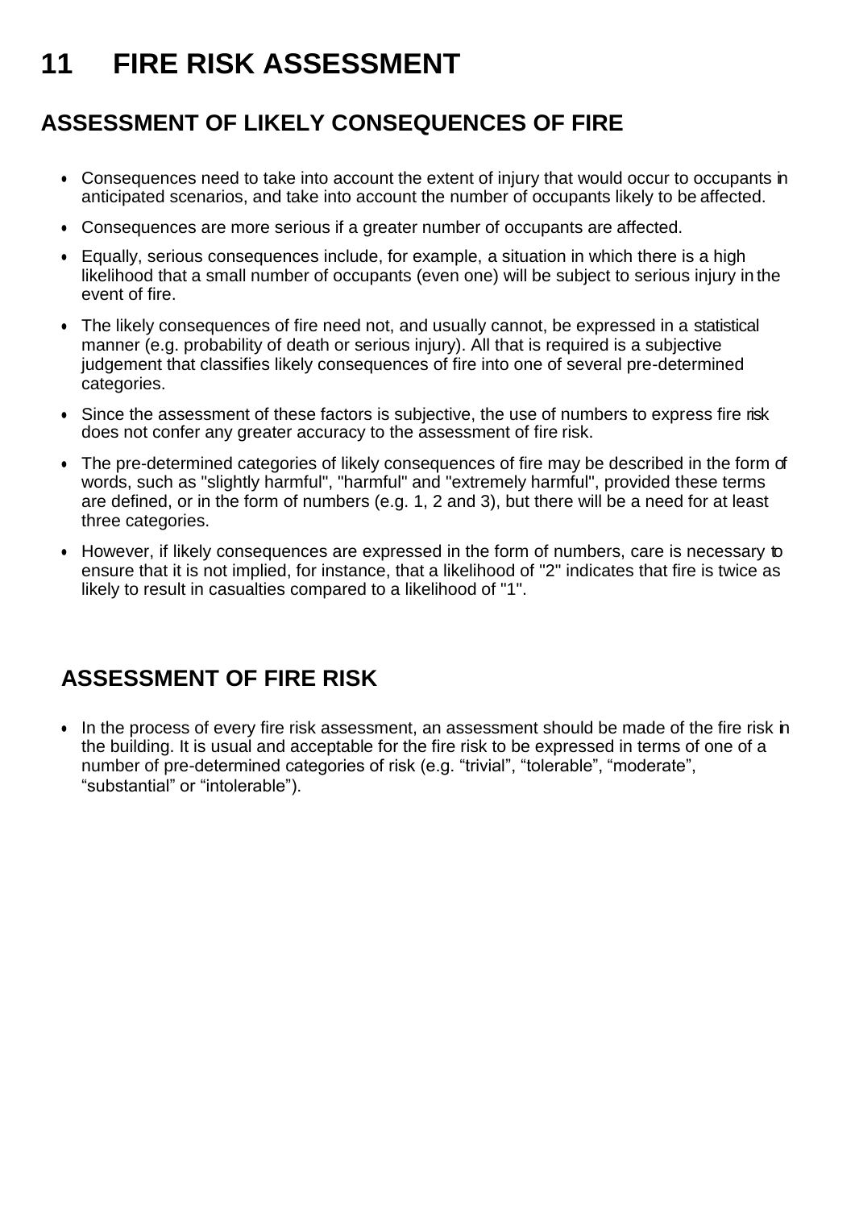# 11 FIRE RISK ASSESSMENT

## ASSESSMENT OF LIKELY CONSEQUENCES OF FIRE

- Consequences need to take into account the extent of injury that would occur to occupants in anticipated scenarios, and take into account the number of occupants likely to be affected.
- Consequences are more serious if a greater number of occupants are affected.
- Equally, serious consequences include, for example, a situation in which there is a high likelihood that a small number of occupants (even one) will be subject to serious injury in the event of fire.
- The likely consequences of fire need not, and usually cannot, be expressed in a statistical manner (e.g. probability of death or serious injury). All that is required is a subjective judgement that classifies likely consequences of fire into one of several pre-determined categories.
- Since the assessment of these factors is subjective, the use of numbers to express fire risk does not confer any greater accuracy to the assessment of fire risk.
- The pre-determined categories of likely consequences of fire may be described in the form of words, such as "slightly harmful", "harmful" and "extremely harmful", provided these terms are defined, or in the form of numbers (e.g. 1, 2 and 3), but there will be a need for at least three categories.
- However, if likely consequences are expressed in the form of numbers, care is necessary to ensure that it is not implied, for instance, that a likelihood of "2" indicates that fire is twice as likely to result in casualties compared to a likelihood of "1".

## ASSESSMENT OF FIRE RISK

- In the process of every fire risk assessment, an assessment should be made of the fire risk in the building. It is usual and acceptable for the fire risk to be expressed in terms of one of a number of pre-determined categories of risk (e.g. “trivial”, “tolerable”, “moderate”, “substantial” or “intolerable”).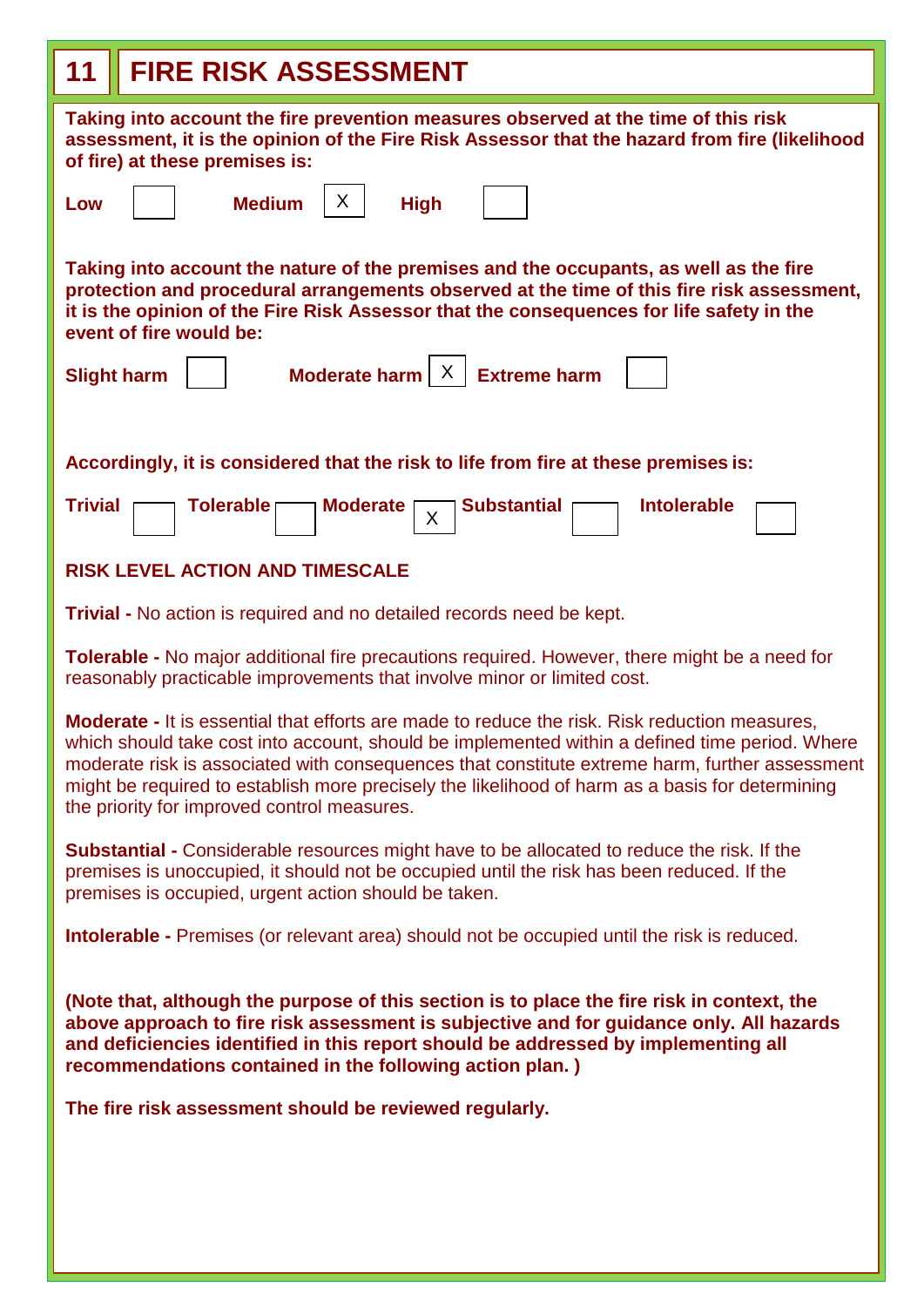# 11 FIRE RISK ASSESSMENT

**Taking into account the fire prevention measures observed at the time of this risk assessment, it is the opinion of the Fire Risk Assessor that the hazard from fire (likelihood of fire) at these premises is:**

| **Low** | **Medium** | **High** |
|---|---|---|
| | X | |

**Taking into account the nature of the premises and the occupants, as well as the fire protection and procedural arrangements observed at the time of this fire risk assessment, it is the opinion of the Fire Risk Assessor that the consequences for life safety in the event of fire would be:**

| **Slight harm** | **Moderate harm** | **Extreme harm** |
|---|---|---|
| | X | |

**Accordingly, it is considered that the risk to life from fire at these premises is:**

| **Trivial** | **Tolerable** | **Moderate** | **Substantial** | **Intolerable** |
|---|---|---|---|---|
| | | X | | |

**RISK LEVEL ACTION AND TIMESCALE**

**Trivial -** No action is required and no detailed records need be kept.

**Tolerable -** No major additional fire precautions required. However, there might be a need for reasonably practicable improvements that involve minor or limited cost.

**Moderate -** It is essential that efforts are made to reduce the risk. Risk reduction measures, which should take cost into account, should be implemented within a defined time period. Where moderate risk is associated with consequences that constitute extreme harm, further assessment might be required to establish more precisely the likelihood of harm as a basis for determining the priority for improved control measures.

**Substantial -** Considerable resources might have to be allocated to reduce the risk. If the premises is unoccupied, it should not be occupied until the risk has been reduced. If the premises is occupied, urgent action should be taken.

**Intolerable -** Premises (or relevant area) should not be occupied until the risk is reduced.

**(Note that, although the purpose of this section is to place the fire risk in context, the above approach to fire risk assessment is subjective and for guidance only. All hazards and deficiencies identified in this report should be addressed by implementing all recommendations contained in the following action plan. )**

**The fire risk assessment should be reviewed regularly.**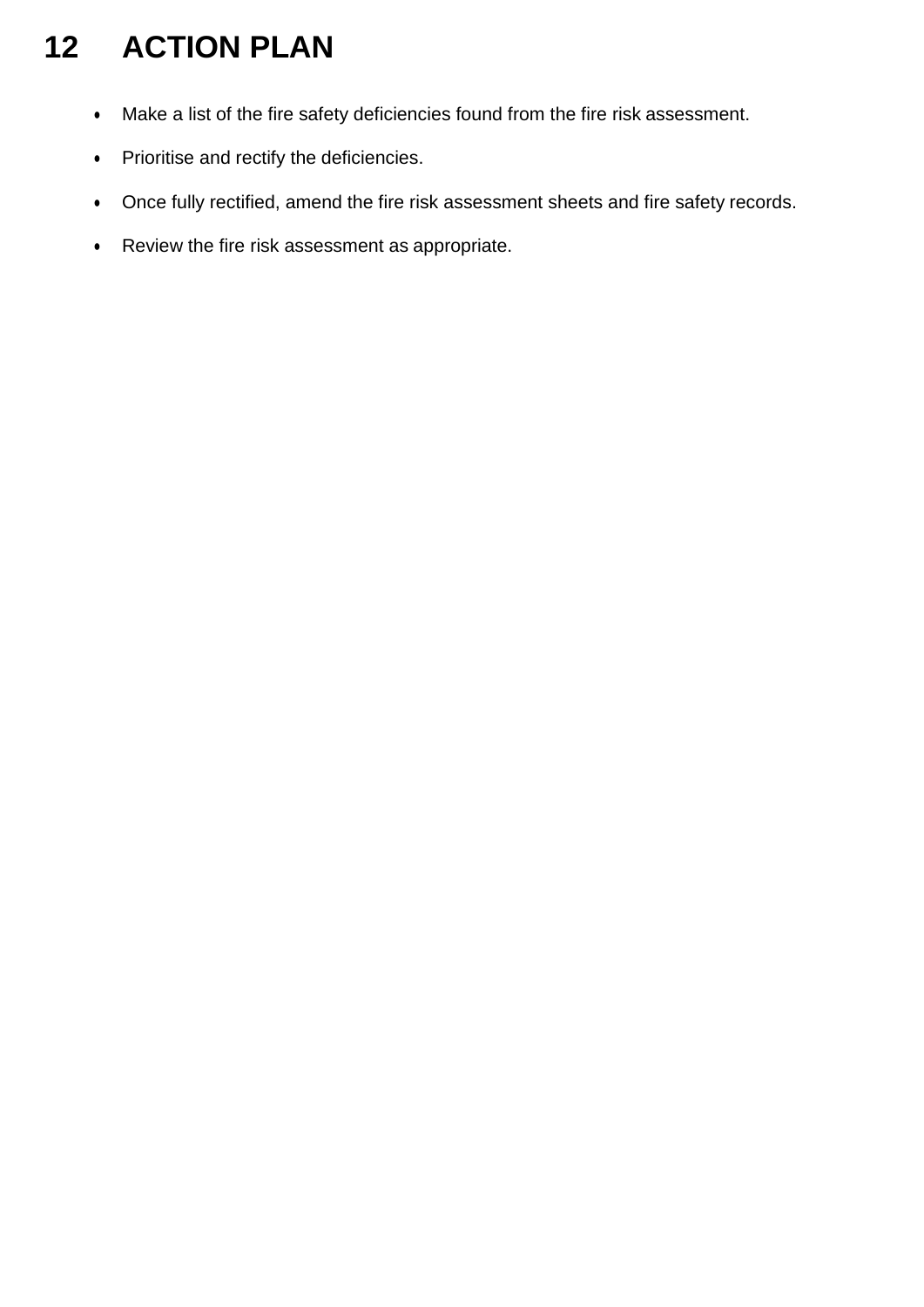# 12 ACTION PLAN

- Make a list of the fire safety deficiencies found from the fire risk assessment.
- Prioritise and rectify the deficiencies.
- Once fully rectified, amend the fire risk assessment sheets and fire safety records.
- Review the fire risk assessment as appropriate.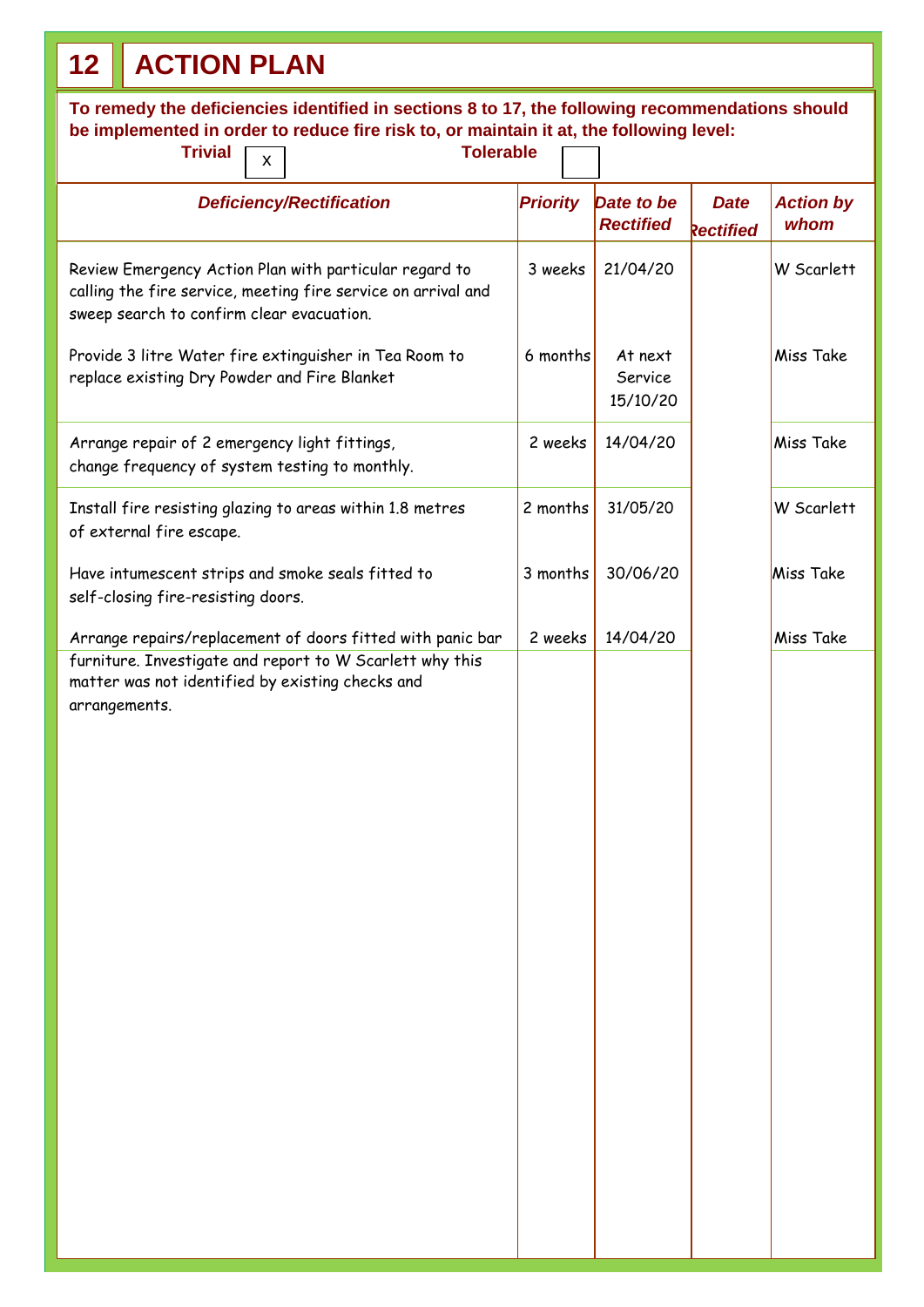# 12 ACTION PLAN

**To remedy the deficiencies identified in sections 8 to 17, the following recommendations should be implemented in order to reduce fire risk to, or maintain it at, the following level:**

**Trivial** [X] **Tolerable** [ ]

| *Deficiency/Rectification* | *Priority* | *Date to be Rectified* | *Date Rectified* | *Action by whom* |
|---|---|---|---|---|
| Review Emergency Action Plan with particular regard to calling the fire service, meeting fire service on arrival and sweep search to confirm clear evacuation. | 3 weeks | 21/04/20 | | W Scarlett |
| Provide 3 litre Water fire extinguisher in Tea Room to replace existing Dry Powder and Fire Blanket | 6 months | At next Service 15/10/20 | | Miss Take |
| Arrange repair of 2 emergency light fittings, change frequency of system testing to monthly. | 2 weeks | 14/04/20 | | Miss Take |
| Install fire resisting glazing to areas within 1.8 metres of external fire escape. | 2 months | 31/05/20 | | W Scarlett |
| Have intumescent strips and smoke seals fitted to self-closing fire-resisting doors. | 3 months | 30/06/20 | | Miss Take |
| Arrange repairs/replacement of doors fitted with panic bar furniture. Investigate and report to W Scarlett why this matter was not identified by existing checks and arrangements. | 2 weeks | 14/04/20 | | Miss Take |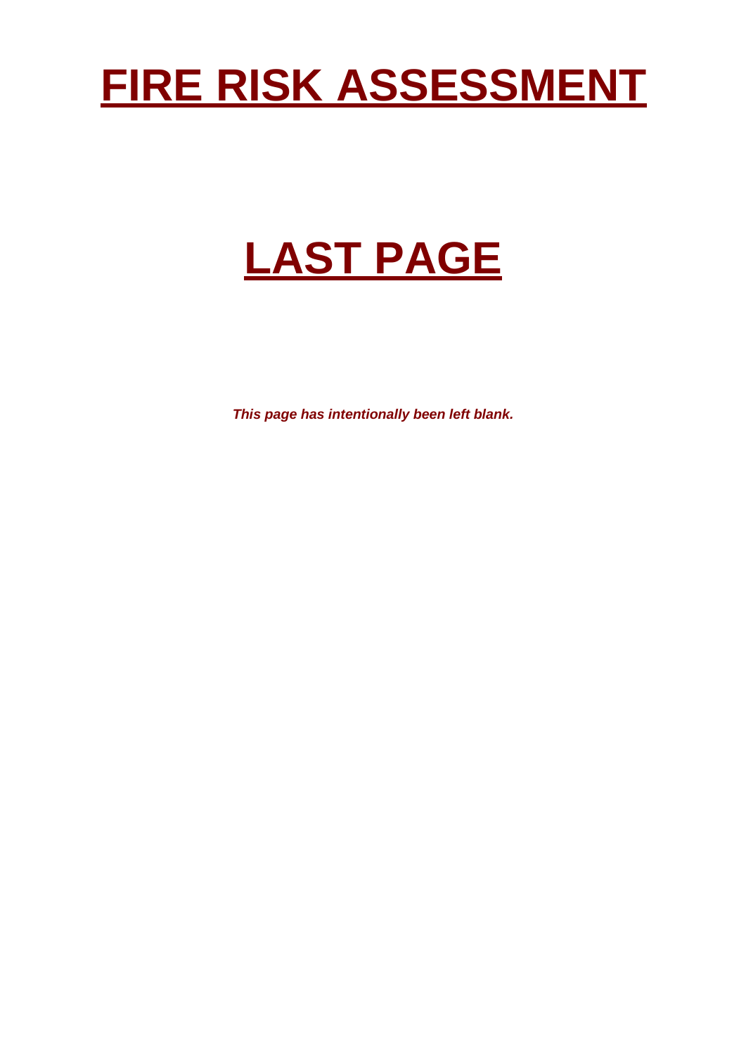# FIRE RISK ASSESSMENT

# LAST PAGE

***This page has intentionally been left blank.***